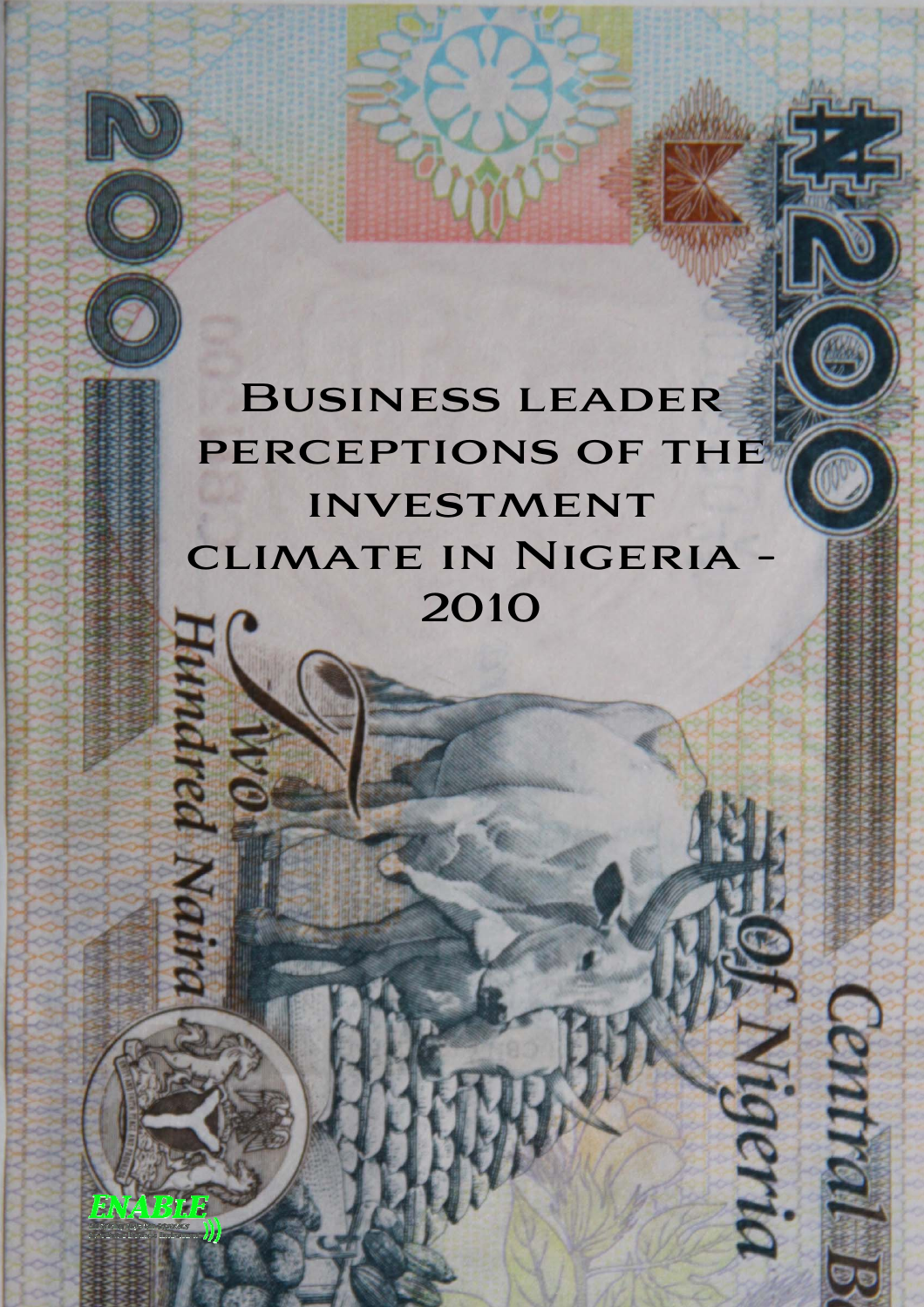# Business leader perceptions of the investment climate in Nigeria - 2010

ENABLE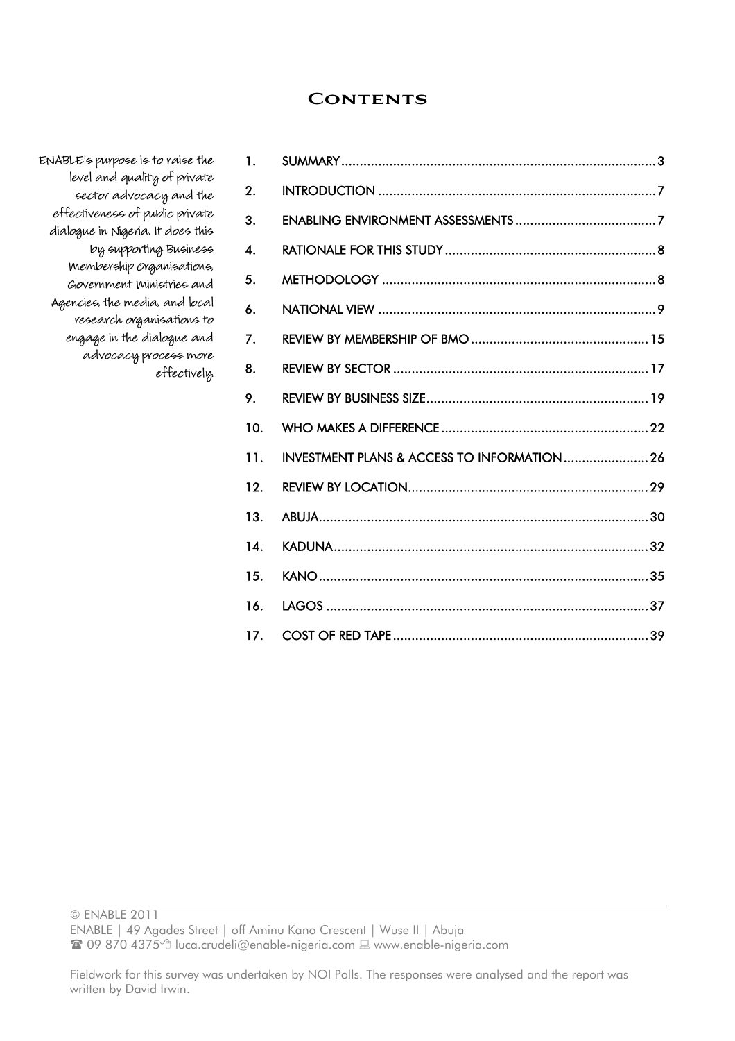# Contents

ENABLE's purpose is to raise the level and quality of private sector advocacy and the effectiveness of public private dialogue in Nigeria. It does this by supporting Business Membership Organisations, Government Ministries and Agencies, the media, and local research organisations to engage in the dialogue and advocacy process more effectively.

1. SUMMARY ..... 3
2. INTRODUCTION ..... 7
3. ENABLING ENVIRONMENT ASSESSMENTS ..... 7
4. RATIONALE FOR THIS STUDY ..... 8
5. METHODOLOGY ..... 8
6. NATIONAL VIEW ..... 9
7. REVIEW BY MEMBERSHIP OF BMO ..... 15
8. REVIEW BY SECTOR ..... 17
9. REVIEW BY BUSINESS SIZE ..... 19
10. WHO MAKES A DIFFERENCE ..... 22
11. INVESTMENT PLANS & ACCESS TO INFORMATION ..... 26
12. REVIEW BY LOCATION ..... 29
13. ABUJA ..... 30
14. KADUNA ..... 32
15. KANO ..... 35
16. LAGOS ..... 37
17. COST OF RED TAPE ..... 39

© ENABLE 2011
ENABLE | 49 Agades Street | off Aminu Kano Crescent | Wuse II | Abuja
☎ 09 870 4375 luca.crudeli@enable-nigeria.com www.enable-nigeria.com

Fieldwork for this survey was undertaken by NOI Polls. The responses were analysed and the report was written by David Irwin.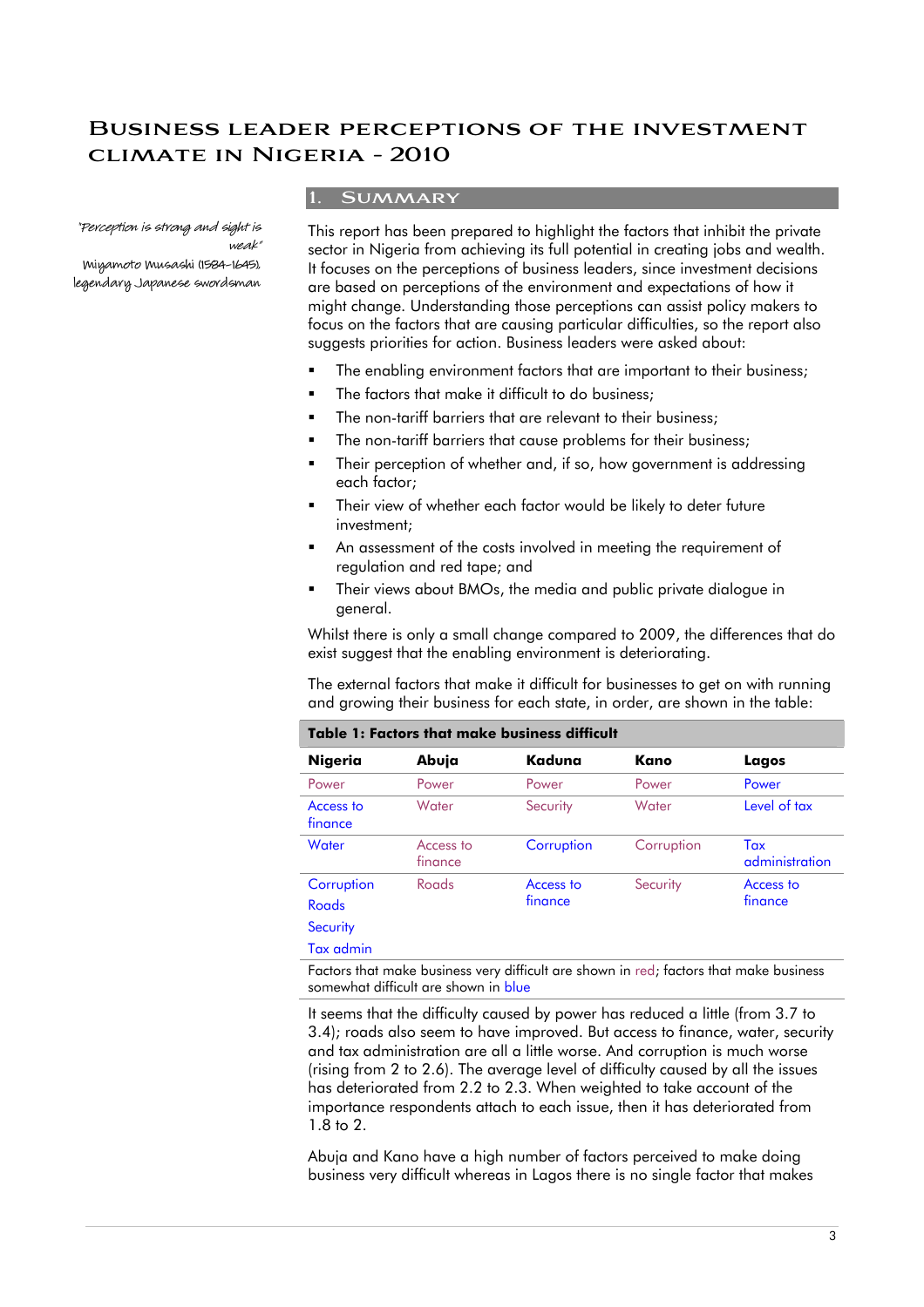# Business leader perceptions of the investment climate in Nigeria - 2010

## 1. Summary

*"Perception is strong and sight is weak"*
*Miyamoto Musashi (1584-1645), legendary Japanese swordsman*

This report has been prepared to highlight the factors that inhibit the private sector in Nigeria from achieving its full potential in creating jobs and wealth. It focuses on the perceptions of business leaders, since investment decisions are based on perceptions of the environment and expectations of how it might change. Understanding those perceptions can assist policy makers to focus on the factors that are causing particular difficulties, so the report also suggests priorities for action. Business leaders were asked about:

- The enabling environment factors that are important to their business;
- The factors that make it difficult to do business;
- The non-tariff barriers that are relevant to their business;
- The non-tariff barriers that cause problems for their business;
- Their perception of whether and, if so, how government is addressing each factor;
- Their view of whether each factor would be likely to deter future investment;
- An assessment of the costs involved in meeting the requirement of regulation and red tape; and
- Their views about BMOs, the media and public private dialogue in general.

Whilst there is only a small change compared to 2009, the differences that do exist suggest that the enabling environment is deteriorating.

The external factors that make it difficult for businesses to get on with running and growing their business for each state, in order, are shown in the table:

**Table 1: Factors that make business difficult**

| Nigeria | Abuja | Kaduna | Kano | Lagos |
|---|---|---|---|---|
| Power | Power | Power | Power | Power |
| Access to finance | Water | Security | Water | Level of tax |
| Water | Access to finance | Corruption | Corruption | Tax administration |
| Corruption<br>Roads<br>Security<br>Tax admin | Roads | Access to finance | Security | Access to finance |

Factors that make business very difficult are shown in red; factors that make business somewhat difficult are shown in blue

It seems that the difficulty caused by power has reduced a little (from 3.7 to 3.4); roads also seem to have improved. But access to finance, water, security and tax administration are all a little worse. And corruption is much worse (rising from 2 to 2.6). The average level of difficulty caused by all the issues has deteriorated from 2.2 to 2.3. When weighted to take account of the importance respondents attach to each issue, then it has deteriorated from 1.8 to 2.

Abuja and Kano have a high number of factors perceived to make doing business very difficult whereas in Lagos there is no single factor that makes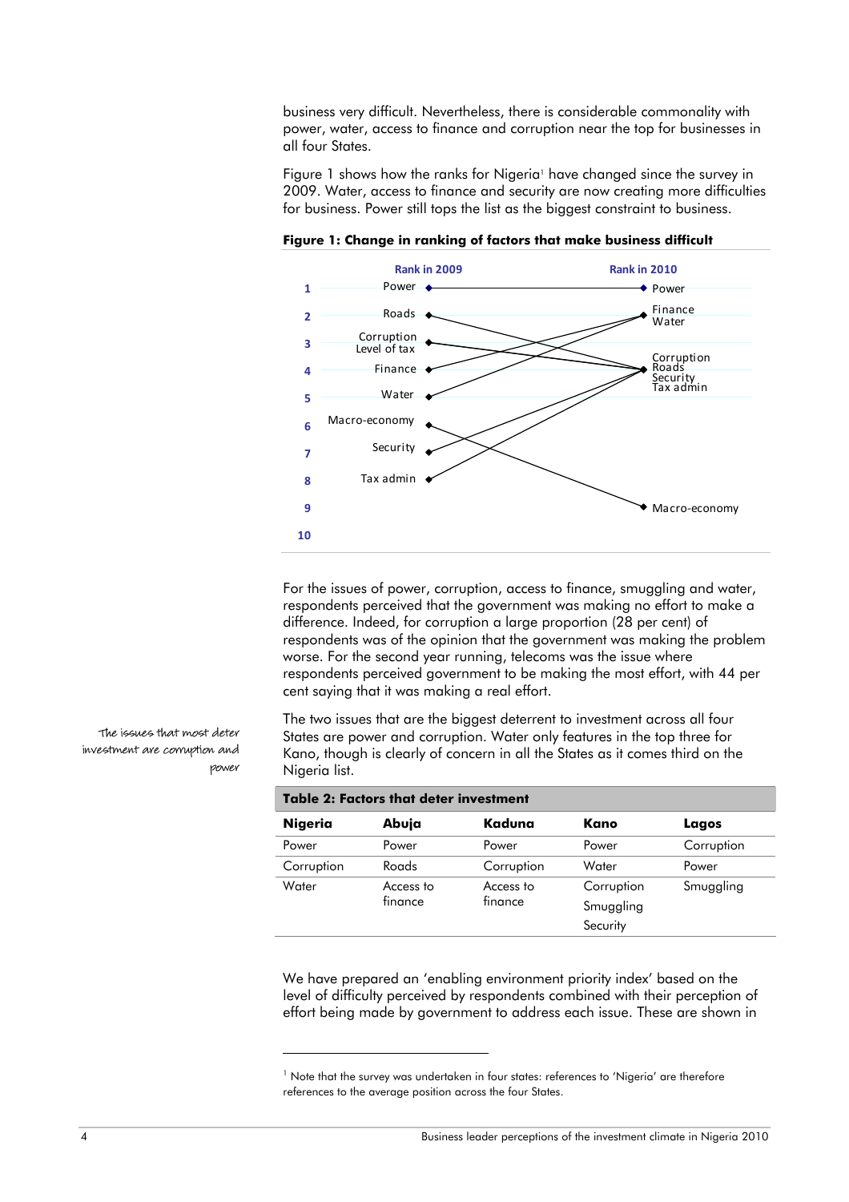business very difficult. Nevertheless, there is considerable commonality with power, water, access to finance and corruption near the top for businesses in all four States.

Figure 1 shows how the ranks for Nigeria[1] have changed since the survey in 2009. Water, access to finance and security are now creating more difficulties for business. Power still tops the list as the biggest constraint to business.

**Figure 1: Change in ranking of factors that make business difficult**

Rank in 2009
Rank in 2010

1
2
3
4
5
6
7
8
9
10

Power
Roads
Corruption
Level of tax
Finance
Water
Macro-economy
Security
Tax admin

Power
Finance
Water
Corruption
Roads
Security
Tax admin
Macro-economy

For the issues of power, corruption, access to finance, smuggling and water, respondents perceived that the government was making no effort to make a difference. Indeed, for corruption a large proportion (28 per cent) of respondents was of the opinion that the government was making the problem worse. For the second year running, telecoms was the issue where respondents perceived government to be making the most effort, with 44 per cent saying that it was making a real effort.

*The issues that most deter investment are corruption and power*

The two issues that are the biggest deterrent to investment across all four States are power and corruption. Water only features in the top three for Kano, though is clearly of concern in all the States as it comes third on the Nigeria list.

**Table 2: Factors that deter investment**

| Nigeria | Abuja | Kaduna | Kano | Lagos |
|---|---|---|---|---|
| Power | Power | Power | Power | Corruption |
| Corruption | Roads | Corruption | Water | Power |
| Water | Access to finance | Access to finance | Corruption<br>Smuggling<br>Security | Smuggling |

We have prepared an 'enabling environment priority index' based on the level of difficulty perceived by respondents combined with their perception of effort being made by government to address each issue. These are shown in

[1] Note that the survey was undertaken in four states: references to 'Nigeria' are therefore references to the average position across the four States.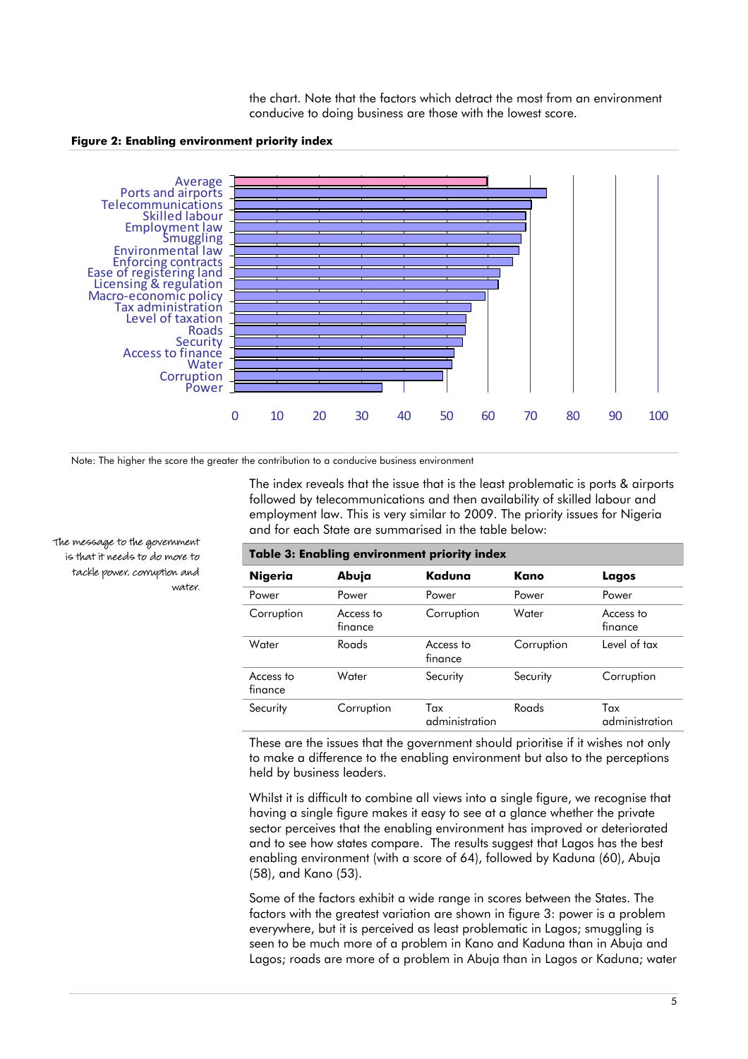the chart. Note that the factors which detract the most from an environment conducive to doing business are those with the lowest score.

**Figure 2: Enabling environment priority index**

Average
Ports and airports
Telecommunications
Skilled labour
Employment law
Smuggling
Environmental law
Enforcing contracts
Ease of registering land
Licensing & regulation
Macro-economic policy
Tax administration
Level of taxation
Roads
Security
Access to finance
Water
Corruption
Power

0 10 20 30 40 50 60 70 80 90 100

Note: The higher the score the greater the contribution to a conducive business environment

The index reveals that the issue that is the least problematic is ports & airports followed by telecommunications and then availability of skilled labour and employment law. This is very similar to 2009. The priority issues for Nigeria and for each State are summarised in the table below:

*The message to the government is that it needs to do more to tackle power, corruption and water.*

**Table 3: Enabling environment priority index**

| Nigeria | Abuja | Kaduna | Kano | Lagos |
|---|---|---|---|---|
| Power | Power | Power | Power | Power |
| Corruption | Access to finance | Corruption | Water | Access to finance |
| Water | Roads | Access to finance | Corruption | Level of tax |
| Access to finance | Water | Security | Security | Corruption |
| Security | Corruption | Tax administration | Roads | Tax administration |

These are the issues that the government should prioritise if it wishes not only to make a difference to the enabling environment but also to the perceptions held by business leaders.

Whilst it is difficult to combine all views into a single figure, we recognise that having a single figure makes it easy to see at a glance whether the private sector perceives that the enabling environment has improved or deteriorated and to see how states compare. The results suggest that Lagos has the best enabling environment (with a score of 64), followed by Kaduna (60), Abuja (58), and Kano (53).

Some of the factors exhibit a wide range in scores between the States. The factors with the greatest variation are shown in figure 3: power is a problem everywhere, but it is perceived as least problematic in Lagos; smuggling is seen to be much more of a problem in Kano and Kaduna than in Abuja and Lagos; roads are more of a problem in Abuja than in Lagos or Kaduna; water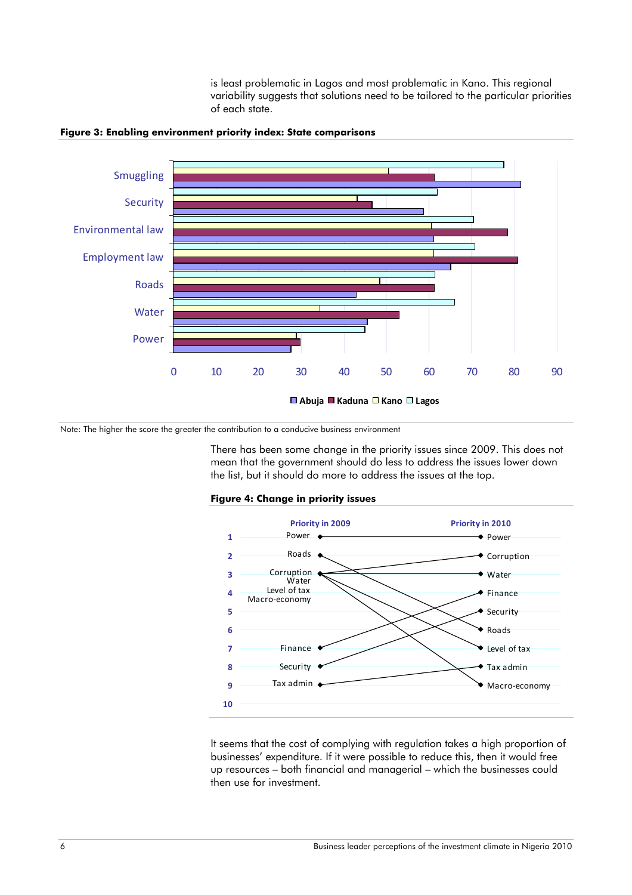is least problematic in Lagos and most problematic in Kano. This regional variability suggests that solutions need to be tailored to the particular priorities of each state.

**Figure 3: Enabling environment priority index: State comparisons**

Smuggling
Security
Environmental law
Employment law
Roads
Water
Power

0 10 20 30 40 50 60 70 80 90

Abuja Kaduna Kano Lagos

Note: The higher the score the greater the contribution to a conducive business environment

There has been some change in the priority issues since 2009. This does not mean that the government should do less to address the issues lower down the list, but it should do more to address the issues at the top.

**Figure 4: Change in priority issues**

Priority in 2009
Priority in 2010

1 Power — Power
2 Roads — Corruption
3 Corruption, Water — Water
4 Level of tax, Macro-economy — Finance
5 — Security
6 — Roads
7 Finance — Level of tax
8 Security — Tax admin
9 Tax admin — Macro-economy
10

It seems that the cost of complying with regulation takes a high proportion of businesses' expenditure. If it were possible to reduce this, then it would free up resources – both financial and managerial – which the businesses could then use for investment.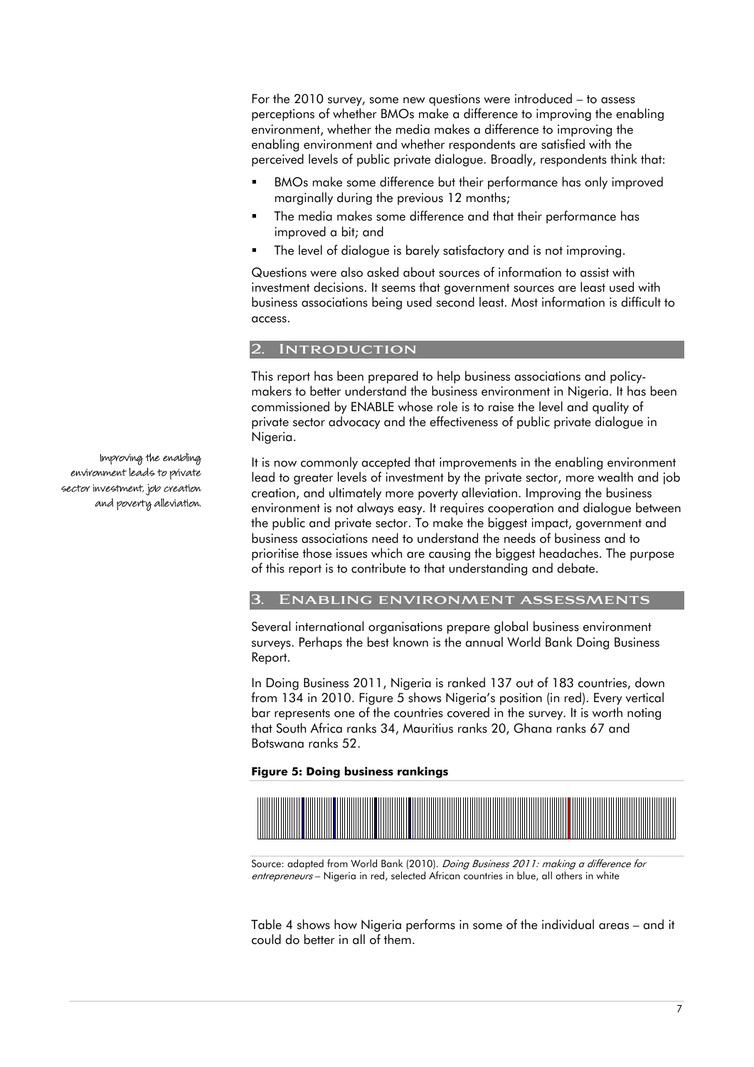For the 2010 survey, some new questions were introduced – to assess perceptions of whether BMOs make a difference to improving the enabling environment, whether the media makes a difference to improving the enabling environment and whether respondents are satisfied with the perceived levels of public private dialogue. Broadly, respondents think that:

- BMOs make some difference but their performance has only improved marginally during the previous 12 months;
- The media makes some difference and that their performance has improved a bit; and
- The level of dialogue is barely satisfactory and is not improving.

Questions were also asked about sources of information to assist with investment decisions. It seems that government sources are least used with business associations being used second least. Most information is difficult to access.

## 2. Introduction

This report has been prepared to help business associations and policy-makers to better understand the business environment in Nigeria. It has been commissioned by ENABLE whose role is to raise the level and quality of private sector advocacy and the effectiveness of public private dialogue in Nigeria.

Improving the enabling environment leads to private sector investment, job creation and poverty alleviation.

It is now commonly accepted that improvements in the enabling environment lead to greater levels of investment by the private sector, more wealth and job creation, and ultimately more poverty alleviation. Improving the business environment is not always easy. It requires cooperation and dialogue between the public and private sector. To make the biggest impact, government and business associations need to understand the needs of business and to prioritise those issues which are causing the biggest headaches. The purpose of this report is to contribute to that understanding and debate.

## 3. Enabling environment assessments

Several international organisations prepare global business environment surveys. Perhaps the best known is the annual World Bank Doing Business Report.

In Doing Business 2011, Nigeria is ranked 137 out of 183 countries, down from 134 in 2010. Figure 5 shows Nigeria's position (in red). Every vertical bar represents one of the countries covered in the survey. It is worth noting that South Africa ranks 34, Mauritius ranks 20, Ghana ranks 67 and Botswana ranks 52.

**Figure 5: Doing business rankings**

Source: adapted from World Bank (2010). *Doing Business 2011: making a difference for entrepreneurs* – Nigeria in red, selected African countries in blue, all others in white

Table 4 shows how Nigeria performs in some of the individual areas – and it could do better in all of them.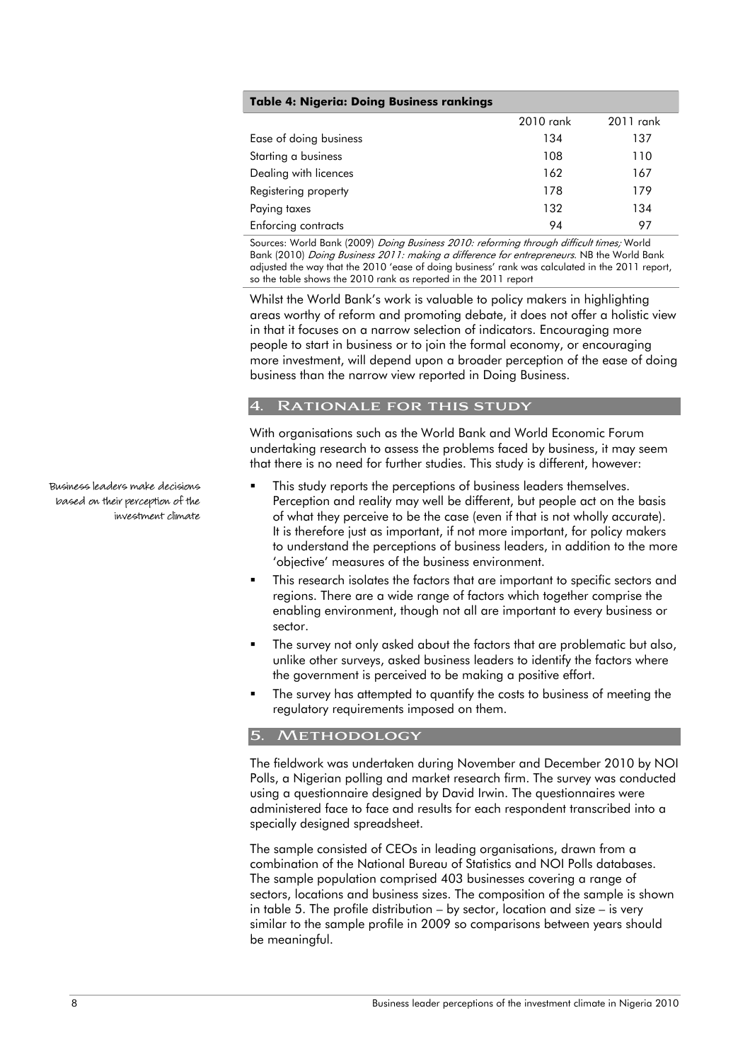**Table 4: Nigeria: Doing Business rankings**

| | 2010 rank | 2011 rank |
|---|---|---|
| Ease of doing business | 134 | 137 |
| Starting a business | 108 | 110 |
| Dealing with licences | 162 | 167 |
| Registering property | 178 | 179 |
| Paying taxes | 132 | 134 |
| Enforcing contracts | 94 | 97 |

Sources: World Bank (2009) *Doing Business 2010: reforming through difficult times;* World Bank (2010) *Doing Business 2011: making a difference for entrepreneurs.* NB the World Bank adjusted the way that the 2010 'ease of doing business' rank was calculated in the 2011 report, so the table shows the 2010 rank as reported in the 2011 report

Whilst the World Bank's work is valuable to policy makers in highlighting areas worthy of reform and promoting debate, it does not offer a holistic view in that it focuses on a narrow selection of indicators. Encouraging more people to start in business or to join the formal economy, or encouraging more investment, will depend upon a broader perception of the ease of doing business than the narrow view reported in Doing Business.

## 4. Rationale for this study

With organisations such as the World Bank and World Economic Forum undertaking research to assess the problems faced by business, it may seem that there is no need for further studies. This study is different, however:

Business leaders make decisions based on their perception of the investment climate

- This study reports the perceptions of business leaders themselves. Perception and reality may well be different, but people act on the basis of what they perceive to be the case (even if that is not wholly accurate). It is therefore just as important, if not more important, for policy makers to understand the perceptions of business leaders, in addition to the more 'objective' measures of the business environment.
- This research isolates the factors that are important to specific sectors and regions. There are a wide range of factors which together comprise the enabling environment, though not all are important to every business or sector.
- The survey not only asked about the factors that are problematic but also, unlike other surveys, asked business leaders to identify the factors where the government is perceived to be making a positive effort.
- The survey has attempted to quantify the costs to business of meeting the regulatory requirements imposed on them.

## 5. Methodology

The fieldwork was undertaken during November and December 2010 by NOI Polls, a Nigerian polling and market research firm. The survey was conducted using a questionnaire designed by David Irwin. The questionnaires were administered face to face and results for each respondent transcribed into a specially designed spreadsheet.

The sample consisted of CEOs in leading organisations, drawn from a combination of the National Bureau of Statistics and NOI Polls databases. The sample population comprised 403 businesses covering a range of sectors, locations and business sizes. The composition of the sample is shown in table 5. The profile distribution – by sector, location and size – is very similar to the sample profile in 2009 so comparisons between years should be meaningful.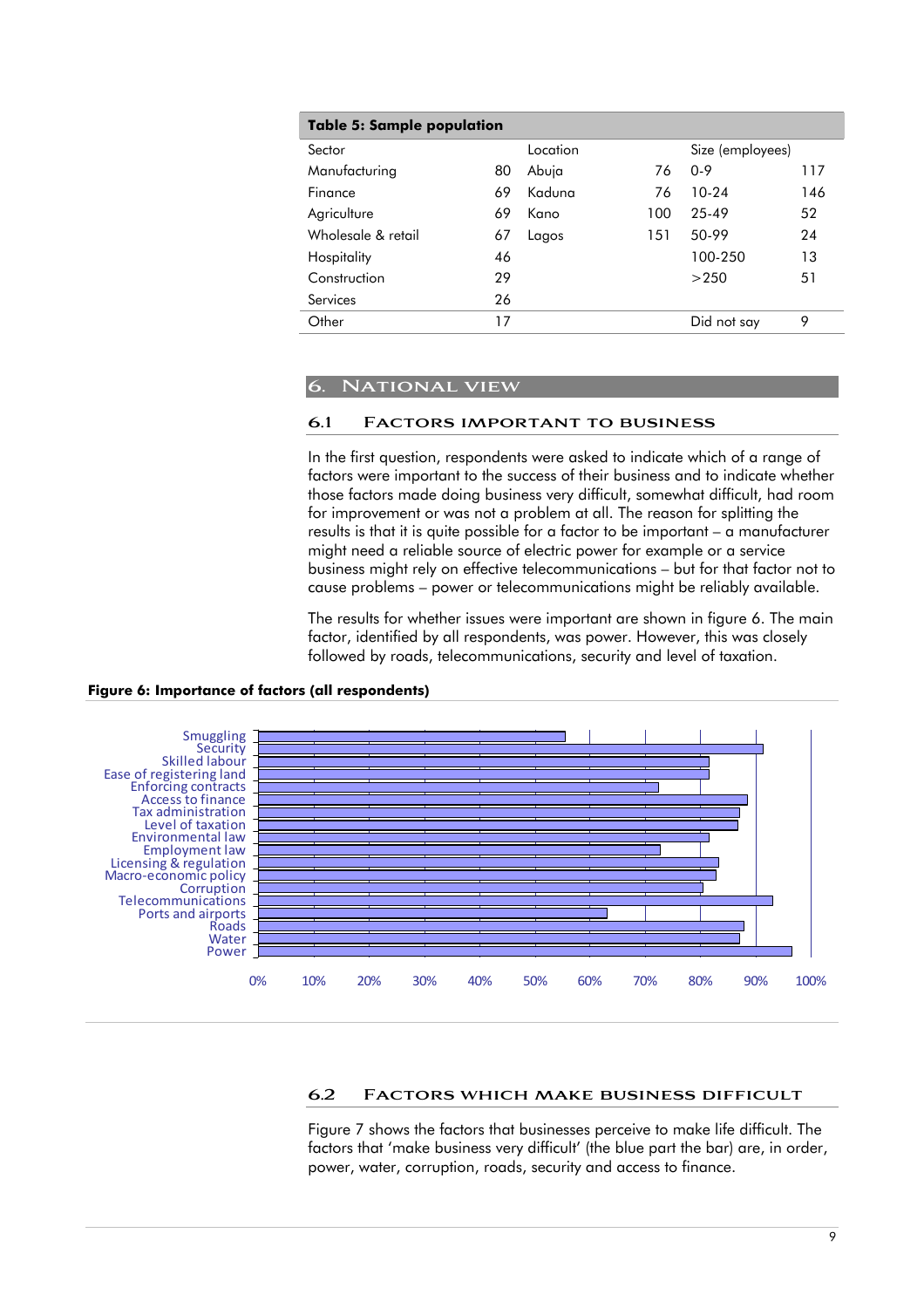**Table 5: Sample population**

| Sector | | Location | | Size (employees) | |
|---|---|---|---|---|---|
| Manufacturing | 80 | Abuja | 76 | 0-9 | 117 |
| Finance | 69 | Kaduna | 76 | 10-24 | 146 |
| Agriculture | 69 | Kano | 100 | 25-49 | 52 |
| Wholesale & retail | 67 | Lagos | 151 | 50-99 | 24 |
| Hospitality | 46 | | | 100-250 | 13 |
| Construction | 29 | | | >250 | 51 |
| Services | 26 | | | | |
| Other | 17 | | | Did not say | 9 |

# 6. National view

## 6.1 Factors important to business

In the first question, respondents were asked to indicate which of a range of factors were important to the success of their business and to indicate whether those factors made doing business very difficult, somewhat difficult, had room for improvement or was not a problem at all. The reason for splitting the results is that it is quite possible for a factor to be important – a manufacturer might need a reliable source of electric power for example or a service business might rely on effective telecommunications – but for that factor not to cause problems – power or telecommunications might be reliably available.

The results for whether issues were important are shown in figure 6. The main factor, identified by all respondents, was power. However, this was closely followed by roads, telecommunications, security and level of taxation.

**Figure 6: Importance of factors (all respondents)**

Smuggling
Security
Skilled labour
Ease of registering land
Enforcing contracts
Access to finance
Tax administration
Level of taxation
Environmental law
Employment law
Licensing & regulation
Macro-economic policy
Corruption
Telecommunications
Ports and airports
Roads
Water
Power

0% 10% 20% 30% 40% 50% 60% 70% 80% 90% 100%

## 6.2 Factors which make business difficult

Figure 7 shows the factors that businesses perceive to make life difficult. The factors that 'make business very difficult' (the blue part the bar) are, in order, power, water, corruption, roads, security and access to finance.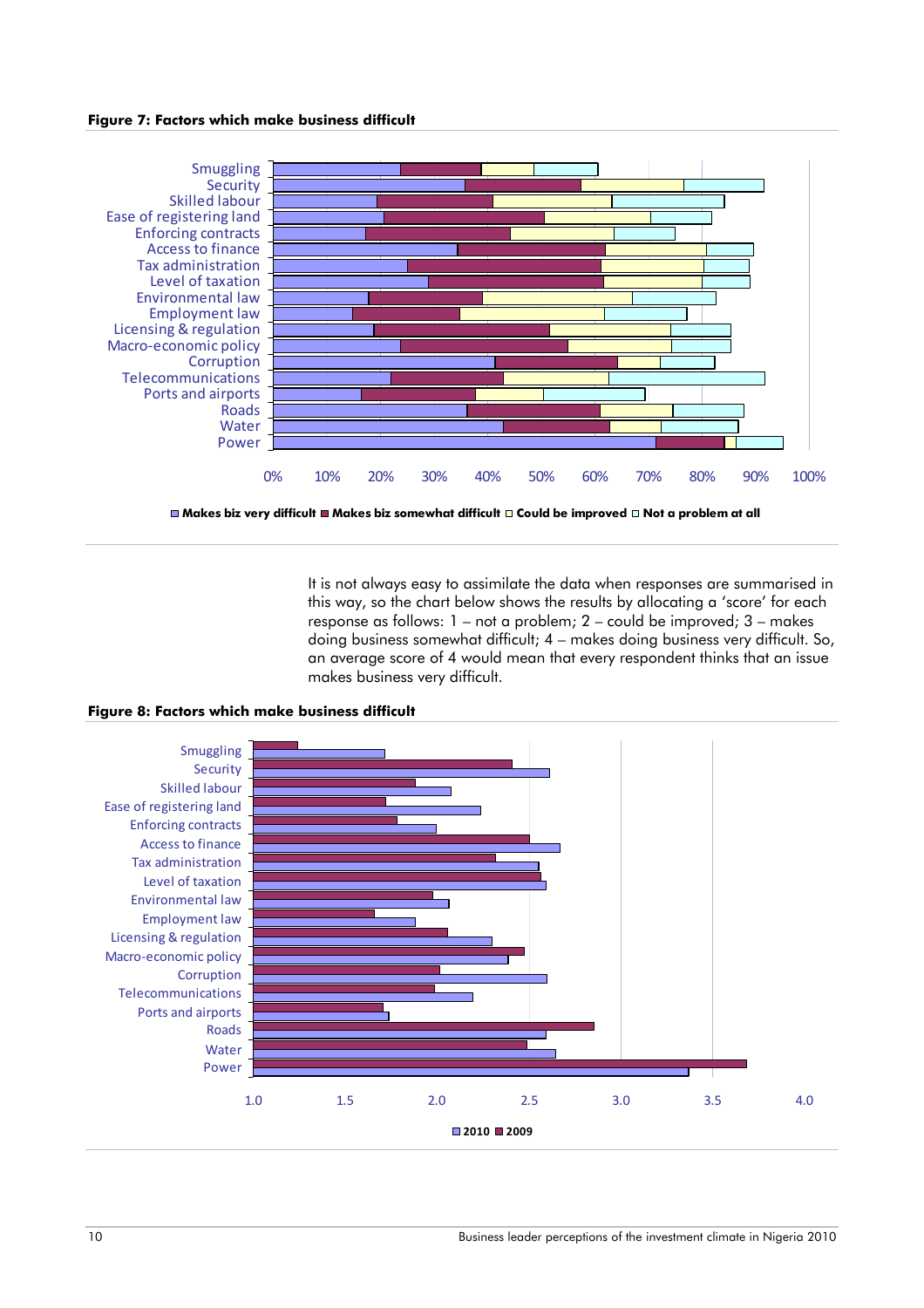**Figure 7: Factors which make business difficult**

Smuggling
Security
Skilled labour
Ease of registering land
Enforcing contracts
Access to finance
Tax administration
Level of taxation
Environmental law
Employment law
Licensing & regulation
Macro-economic policy
Corruption
Telecommunications
Ports and airports
Roads
Water
Power

0% 10% 20% 30% 40% 50% 60% 70% 80% 90% 100%

Makes biz very difficult | Makes biz somewhat difficult | Could be improved | Not a problem at all

It is not always easy to assimilate the data when responses are summarised in this way, so the chart below shows the results by allocating a 'score' for each response as follows: 1 – not a problem; 2 – could be improved; 3 – makes doing business somewhat difficult; 4 – makes doing business very difficult. So, an average score of 4 would mean that every respondent thinks that an issue makes business very difficult.

**Figure 8: Factors which make business difficult**

Smuggling
Security
Skilled labour
Ease of registering land
Enforcing contracts
Access to finance
Tax administration
Level of taxation
Environmental law
Employment law
Licensing & regulation
Macro-economic policy
Corruption
Telecommunications
Ports and airports
Roads
Water
Power

1.0 1.5 2.0 2.5 3.0 3.5 4.0

2010 | 2009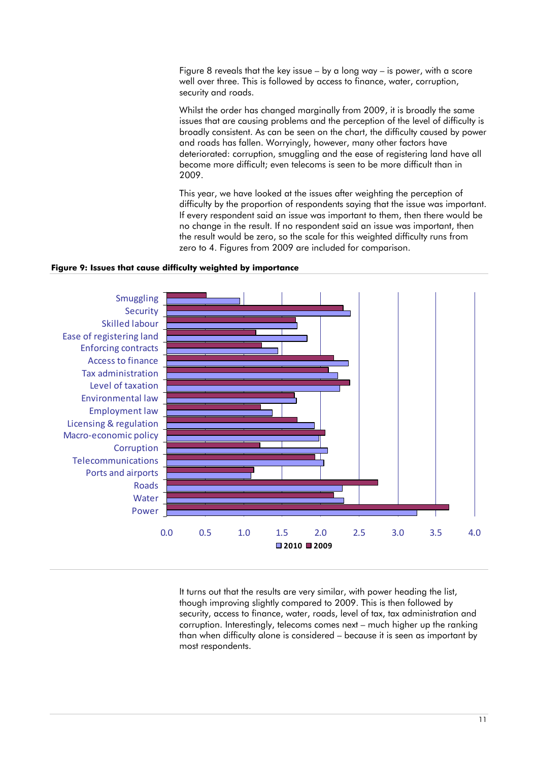Figure 8 reveals that the key issue – by a long way – is power, with a score well over three. This is followed by access to finance, water, corruption, security and roads.

Whilst the order has changed marginally from 2009, it is broadly the same issues that are causing problems and the perception of the level of difficulty is broadly consistent. As can be seen on the chart, the difficulty caused by power and roads has fallen. Worryingly, however, many other factors have deteriorated: corruption, smuggling and the ease of registering land have all become more difficult; even telecoms is seen to be more difficult than in 2009.

This year, we have looked at the issues after weighting the perception of difficulty by the proportion of respondents saying that the issue was important. If every respondent said an issue was important to them, then there would be no change in the result. If no respondent said an issue was important, then the result would be zero, so the scale for this weighted difficulty runs from zero to 4. Figures from 2009 are included for comparison.

**Figure 9: Issues that cause difficulty weighted by importance**

Smuggling
Security
Skilled labour
Ease of registering land
Enforcing contracts
Access to finance
Tax administration
Level of taxation
Environmental law
Employment law
Licensing & regulation
Macro-economic policy
Corruption
Telecommunications
Ports and airports
Roads
Water
Power

0.0 0.5 1.0 1.5 2.0 2.5 3.0 3.5 4.0

2010 2009

It turns out that the results are very similar, with power heading the list, though improving slightly compared to 2009. This is then followed by security, access to finance, water, roads, level of tax, tax administration and corruption. Interestingly, telecoms comes next – much higher up the ranking than when difficulty alone is considered – because it is seen as important by most respondents.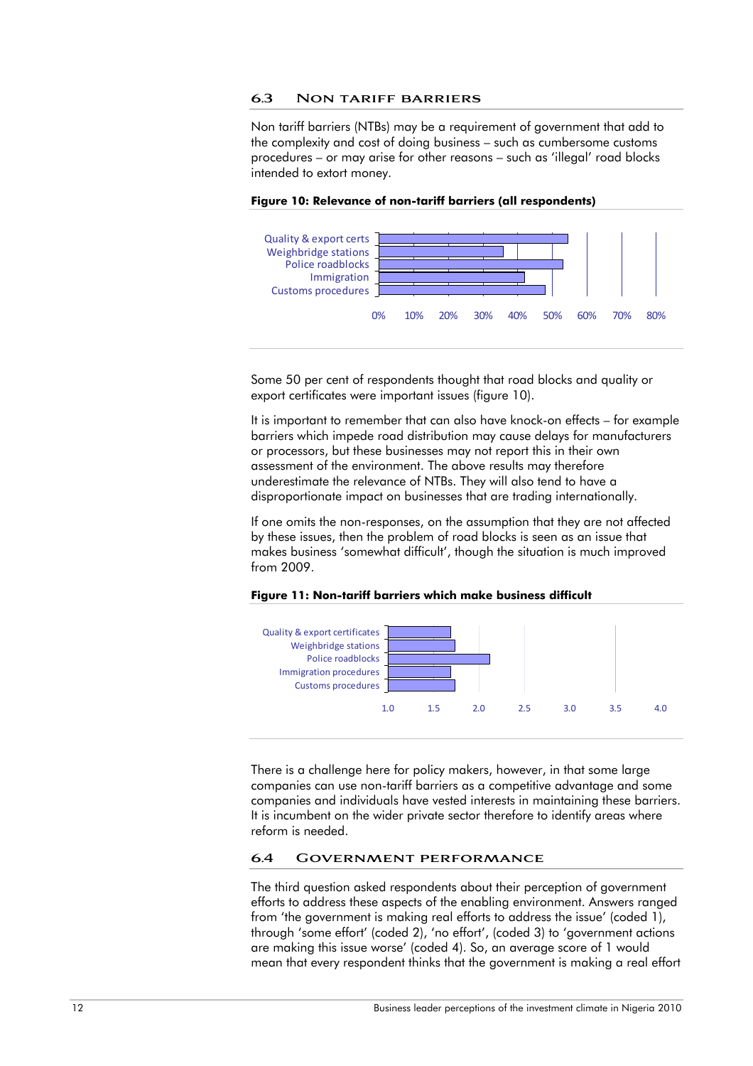## 6.3 Non tariff barriers

Non tariff barriers (NTBs) may be a requirement of government that add to the complexity and cost of doing business – such as cumbersome customs procedures – or may arise for other reasons – such as 'illegal' road blocks intended to extort money.

**Figure 10: Relevance of non-tariff barriers (all respondents)**

Quality & export certs
Weighbridge stations
Police roadblocks
Immigration
Customs procedures

0% 10% 20% 30% 40% 50% 60% 70% 80%

Some 50 per cent of respondents thought that road blocks and quality or export certificates were important issues (figure 10).

It is important to remember that can also have knock-on effects – for example barriers which impede road distribution may cause delays for manufacturers or processors, but these businesses may not report this in their own assessment of the environment. The above results may therefore underestimate the relevance of NTBs. They will also tend to have a disproportionate impact on businesses that are trading internationally.

If one omits the non-responses, on the assumption that they are not affected by these issues, then the problem of road blocks is seen as an issue that makes business 'somewhat difficult', though the situation is much improved from 2009.

**Figure 11: Non-tariff barriers which make business difficult**

Quality & export certificates
Weighbridge stations
Police roadblocks
Immigration procedures
Customs procedures

1.0 1.5 2.0 2.5 3.0 3.5 4.0

There is a challenge here for policy makers, however, in that some large companies can use non-tariff barriers as a competitive advantage and some companies and individuals have vested interests in maintaining these barriers. It is incumbent on the wider private sector therefore to identify areas where reform is needed.

## 6.4 Government performance

The third question asked respondents about their perception of government efforts to address these aspects of the enabling environment. Answers ranged from 'the government is making real efforts to address the issue' (coded 1), through 'some effort' (coded 2), 'no effort', (coded 3) to 'government actions are making this issue worse' (coded 4). So, an average score of 1 would mean that every respondent thinks that the government is making a real effort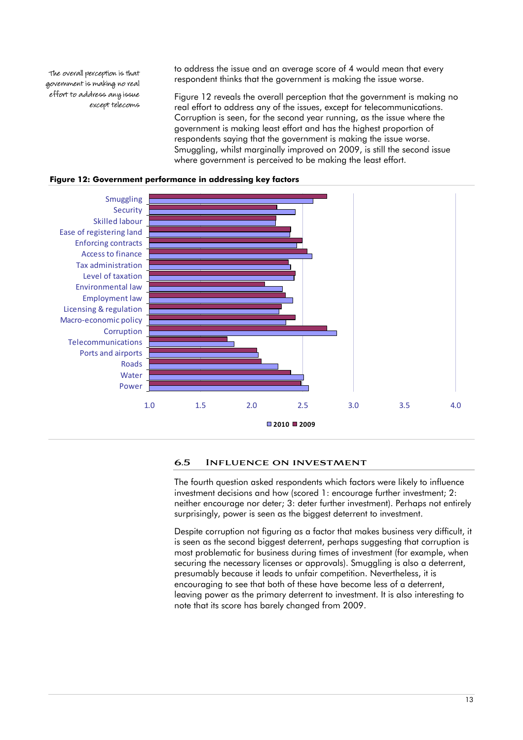The overall perception is that government is making no real effort to address any issue except telecoms

to address the issue and an average score of 4 would mean that every respondent thinks that the government is making the issue worse.

Figure 12 reveals the overall perception that the government is making no real effort to address any of the issues, except for telecommunications. Corruption is seen, for the second year running, as the issue where the government is making least effort and has the highest proportion of respondents saying that the government is making the issue worse. Smuggling, whilst marginally improved on 2009, is still the second issue where government is perceived to be making the least effort.

**Figure 12: Government performance in addressing key factors**

Smuggling
Security
Skilled labour
Ease of registering land
Enforcing contracts
Access to finance
Tax administration
Level of taxation
Environmental law
Employment law
Licensing & regulation
Macro-economic policy
Corruption
Telecommunications
Ports and airports
Roads
Water
Power

1.0 1.5 2.0 2.5 3.0 3.5 4.0

2010 2009

## 6.5 Influence on investment

The fourth question asked respondents which factors were likely to influence investment decisions and how (scored 1: encourage further investment; 2: neither encourage nor deter; 3: deter further investment). Perhaps not entirely surprisingly, power is seen as the biggest deterrent to investment.

Despite corruption not figuring as a factor that makes business very difficult, it is seen as the second biggest deterrent, perhaps suggesting that corruption is most problematic for business during times of investment (for example, when securing the necessary licenses or approvals). Smuggling is also a deterrent, presumably because it leads to unfair competition. Nevertheless, it is encouraging to see that both of these have become less of a deterrent, leaving power as the primary deterrent to investment. It is also interesting to note that its score has barely changed from 2009.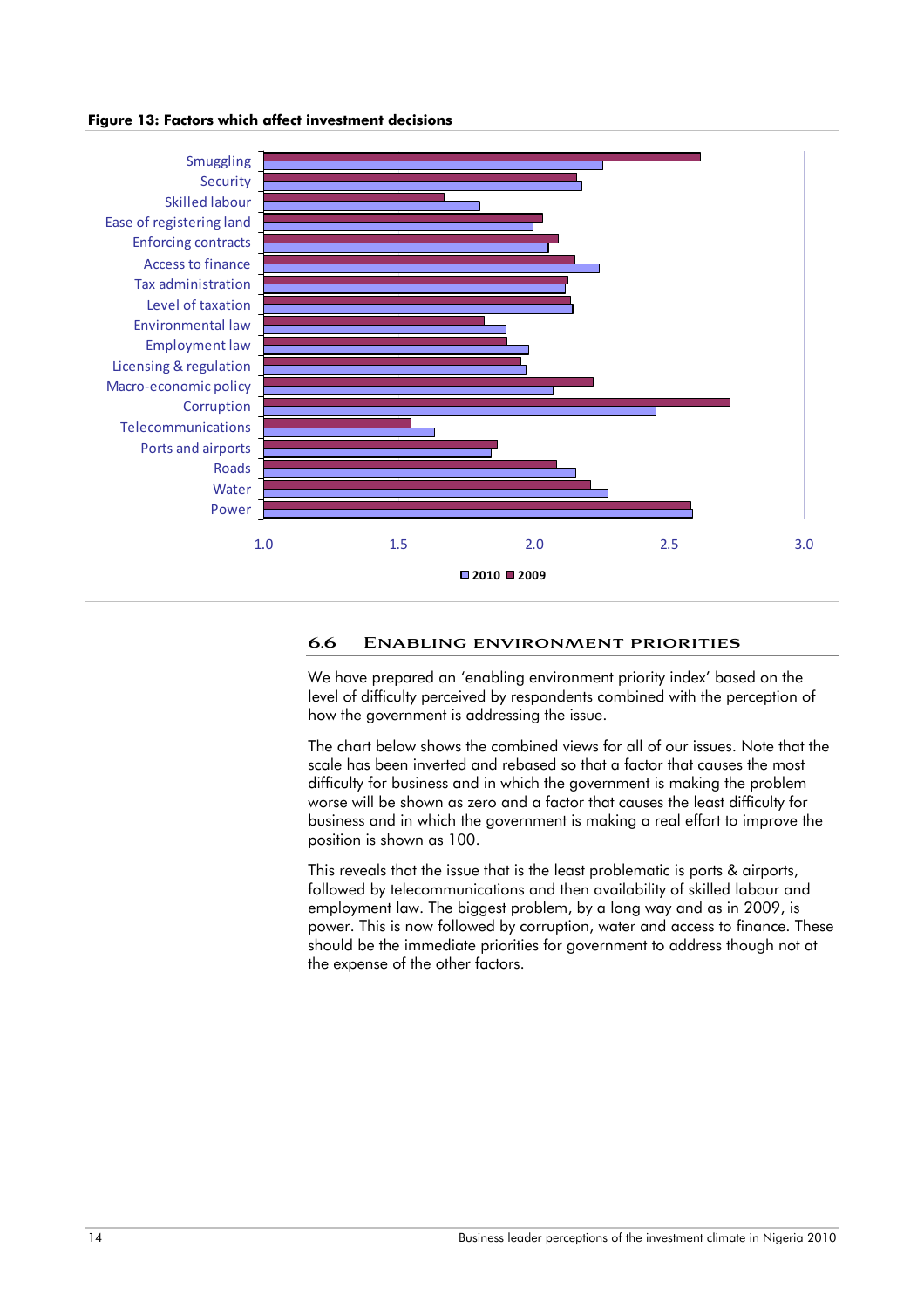**Figure 13: Factors which affect investment decisions**

Smuggling
Security
Skilled labour
Ease of registering land
Enforcing contracts
Access to finance
Tax administration
Level of taxation
Environmental law
Employment law
Licensing & regulation
Macro-economic policy
Corruption
Telecommunications
Ports and airports
Roads
Water
Power

1.0 1.5 2.0 2.5 3.0

2010 2009

### 6.6 Enabling environment priorities

We have prepared an 'enabling environment priority index' based on the level of difficulty perceived by respondents combined with the perception of how the government is addressing the issue.

The chart below shows the combined views for all of our issues. Note that the scale has been inverted and rebased so that a factor that causes the most difficulty for business and in which the government is making the problem worse will be shown as zero and a factor that causes the least difficulty for business and in which the government is making a real effort to improve the position is shown as 100.

This reveals that the issue that is the least problematic is ports & airports, followed by telecommunications and then availability of skilled labour and employment law. The biggest problem, by a long way and as in 2009, is power. This is now followed by corruption, water and access to finance. These should be the immediate priorities for government to address though not at the expense of the other factors.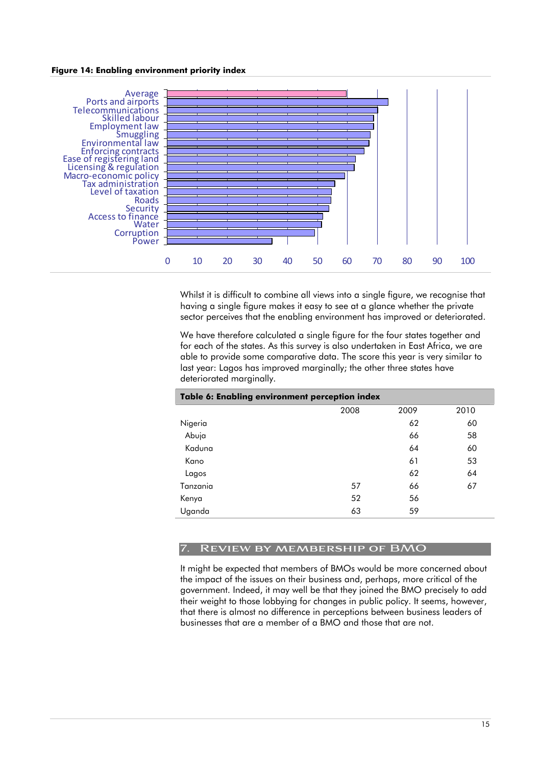**Figure 14: Enabling environment priority index**

Average
Ports and airports
Telecommunications
Skilled labour
Employment law
Smuggling
Environmental law
Enforcing contracts
Ease of registering land
Licensing & regulation
Macro-economic policy
Tax administration
Level of taxation
Roads
Security
Access to finance
Water
Corruption
Power

0 10 20 30 40 50 60 70 80 90 100

Whilst it is difficult to combine all views into a single figure, we recognise that having a single figure makes it easy to see at a glance whether the private sector perceives that the enabling environment has improved or deteriorated.

We have therefore calculated a single figure for the four states together and for each of the states. As this survey is also undertaken in East Africa, we are able to provide some comparative data. The score this year is very similar to last year: Lagos has improved marginally; the other three states have deteriorated marginally.

**Table 6: Enabling environment perception index**

| | 2008 | 2009 | 2010 |
|---|---|---|---|
| Nigeria | | 62 | 60 |
| Abuja | | 66 | 58 |
| Kaduna | | 64 | 60 |
| Kano | | 61 | 53 |
| Lagos | | 62 | 64 |
| Tanzania | 57 | 66 | 67 |
| Kenya | 52 | 56 | |
| Uganda | 63 | 59 | |

## 7. Review by membership of BMO

It might be expected that members of BMOs would be more concerned about the impact of the issues on their business and, perhaps, more critical of the government. Indeed, it may well be that they joined the BMO precisely to add their weight to those lobbying for changes in public policy. It seems, however, that there is almost no difference in perceptions between business leaders of businesses that are a member of a BMO and those that are not.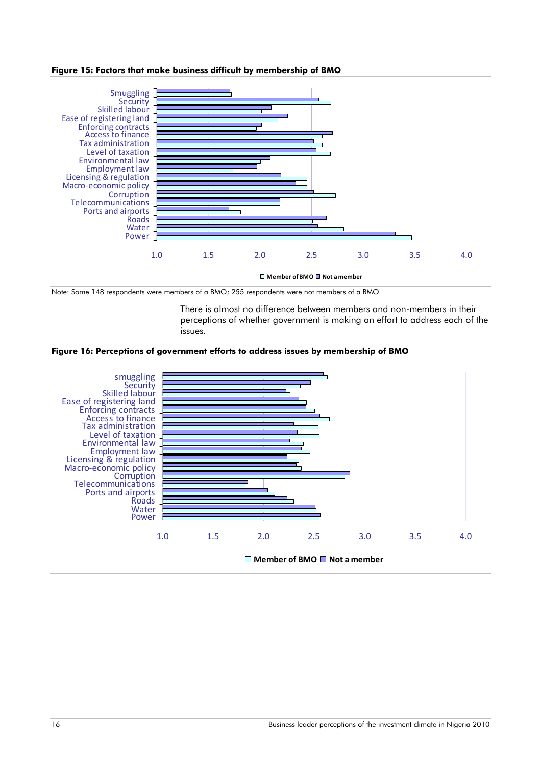**Figure 15: Factors that make business difficult by membership of BMO**

Smugging
Security
Skilled labour
Ease of registering land
Enforcing contracts
Access to finance
Tax administration
Level of taxation
Environmental law
Employment law
Licensing & regulation
Macro-economic policy
Corruption
Telecommunications
Ports and airports
Roads
Water
Power

1.0 1.5 2.0 2.5 3.0 3.5 4.0

Member of BMO Not a member

Note: Some 148 respondents were members of a BMO; 255 respondents were not members of a BMO

There is almost no difference between members and non-members in their perceptions of whether government is making an effort to address each of the issues.

**Figure 16: Perceptions of government efforts to address issues by membership of BMO**

smuggling
Security
Skilled labour
Ease of registering land
Enforcing contracts
Access to finance
Tax administration
Level of taxation
Environmental law
Employment law
Licensing & regulation
Macro-economic policy
Corruption
Telecommunications
Ports and airports
Roads
Water
Power

1.0 1.5 2.0 2.5 3.0 3.5 4.0

Member of BMO Not a member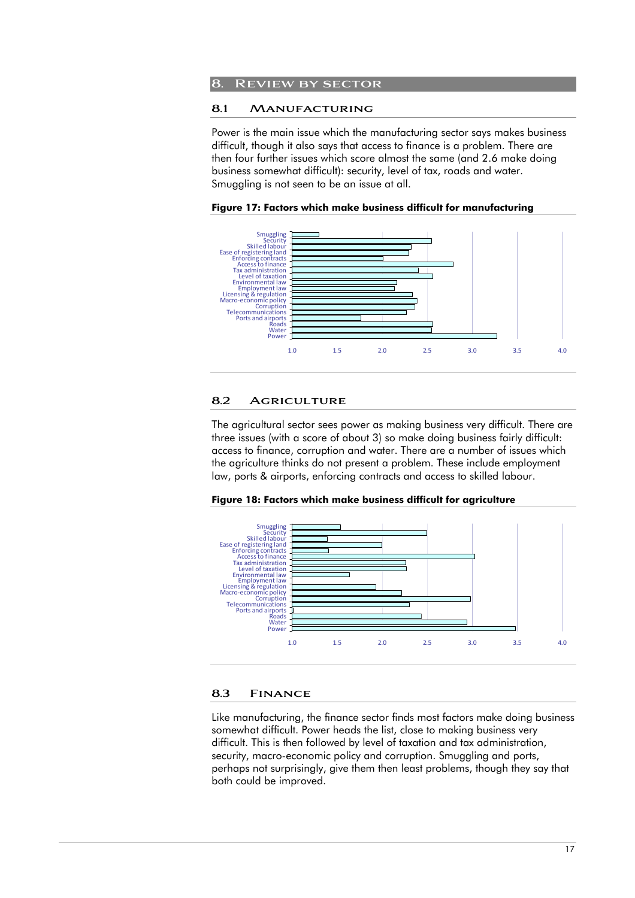# 8. Review by sector

## 8.1 Manufacturing

Power is the main issue which the manufacturing sector says makes business difficult, though it also says that access to finance is a problem. There are then four further issues which score almost the same (and 2.6 make doing business somewhat difficult): security, level of tax, roads and water. Smuggling is not seen to be an issue at all.

**Figure 17: Factors which make business difficult for manufacturing**

Smuggling
Security
Skilled labour
Ease of registering land
Enforcing contracts
Access to finance
Tax administration
Level of taxation
Environmental law
Employment law
Licensing & regulation
Macro-economic policy
Corruption
Telecommunications
Ports and airports
Roads
Water
Power

1.0 1.5 2.0 2.5 3.0 3.5 4.0

## 8.2 Agriculture

The agricultural sector sees power as making business very difficult. There are three issues (with a score of about 3) so make doing business fairly difficult: access to finance, corruption and water. There are a number of issues which the agriculture thinks do not present a problem. These include employment law, ports & airports, enforcing contracts and access to skilled labour.

**Figure 18: Factors which make business difficult for agriculture**

Smuggling
Security
Skilled labour
Ease of registering land
Enforcing contracts
Access to finance
Tax administration
Level of taxation
Environmental law
Employment law
Licensing & regulation
Macro-economic policy
Corruption
Telecommunications
Ports and airports
Roads
Water
Power

1.0 1.5 2.0 2.5 3.0 3.5 4.0

## 8.3 Finance

Like manufacturing, the finance sector finds most factors make doing business somewhat difficult. Power heads the list, close to making business very difficult. This is then followed by level of taxation and tax administration, security, macro-economic policy and corruption. Smuggling and ports, perhaps not surprisingly, give them then least problems, though they say that both could be improved.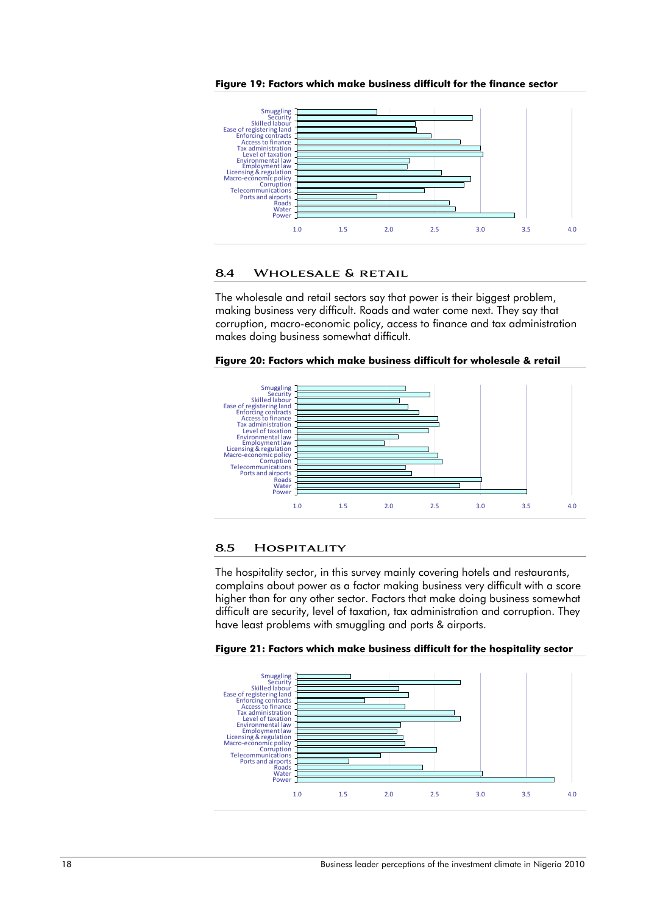**Figure 19: Factors which make business difficult for the finance sector**

Smuggling
Security
Skilled labour
Ease of registering land
Enforcing contracts
Access to finance
Tax administration
Level of taxation
Environmental law
Employment law
Licensing & regulation
Macro-economic policy
Corruption
Telecommunications
Ports and airports
Roads
Water
Power

1.0 1.5 2.0 2.5 3.0 3.5 4.0

## 8.4 Wholesale & retail

The wholesale and retail sectors say that power is their biggest problem, making business very difficult. Roads and water come next. They say that corruption, macro-economic policy, access to finance and tax administration makes doing business somewhat difficult.

**Figure 20: Factors which make business difficult for wholesale & retail**

Smuggling
Security
Skilled labour
Ease of registering land
Enforcing contracts
Access to finance
Tax administration
Level of taxation
Environmental law
Employment law
Licensing & regulation
Macro-economic policy
Corruption
Telecommunications
Ports and airports
Roads
Water
Power

1.0 1.5 2.0 2.5 3.0 3.5 4.0

## 8.5 Hospitality

The hospitality sector, in this survey mainly covering hotels and restaurants, complains about power as a factor making business very difficult with a score higher than for any other sector. Factors that make doing business somewhat difficult are security, level of taxation, tax administration and corruption. They have least problems with smuggling and ports & airports.

**Figure 21: Factors which make business difficult for the hospitality sector**

Smuggling
Security
Skilled labour
Ease of registering land
Enforcing contracts
Access to finance
Tax administration
Level of taxation
Environmental law
Employment law
Licensing & regulation
Macro-economic policy
Corruption
Telecommunications
Ports and airports
Roads
Water
Power

1.0 1.5 2.0 2.5 3.0 3.5 4.0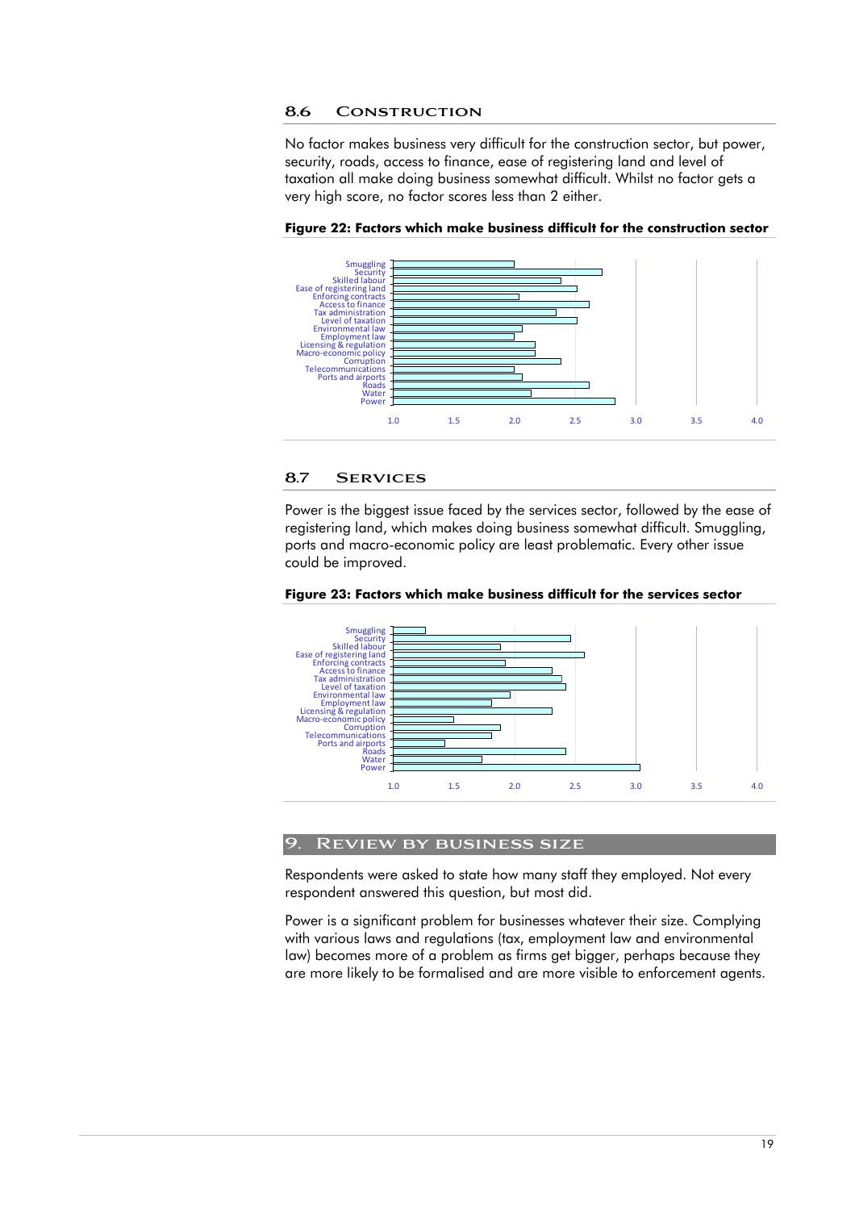### 8.6 Construction

No factor makes business very difficult for the construction sector, but power, security, roads, access to finance, ease of registering land and level of taxation all make doing business somewhat difficult. Whilst no factor gets a very high score, no factor scores less than 2 either.

**Figure 22: Factors which make business difficult for the construction sector**

Smuggling
Security
Skilled labour
Ease of registering land
Enforcing contracts
Access to finance
Tax administration
Level of taxation
Environmental law
Employment law
Licensing & regulation
Macro-economic policy
Corruption
Telecommunications
Ports and airports
Roads
Water
Power

1.0 1.5 2.0 2.5 3.0 3.5 4.0

### 8.7 Services

Power is the biggest issue faced by the services sector, followed by the ease of registering land, which makes doing business somewhat difficult. Smuggling, ports and macro-economic policy are least problematic. Every other issue could be improved.

**Figure 23: Factors which make business difficult for the services sector**

Smuggling
Security
Skilled labour
Ease of registering land
Enforcing contracts
Access to finance
Tax administration
Level of taxation
Environmental law
Employment law
Licensing & regulation
Macro-economic policy
Corruption
Telecommunications
Ports and airports
Roads
Water
Power

1.0 1.5 2.0 2.5 3.0 3.5 4.0

## 9. Review by business size

Respondents were asked to state how many staff they employed. Not every respondent answered this question, but most did.

Power is a significant problem for businesses whatever their size. Complying with various laws and regulations (tax, employment law and environmental law) becomes more of a problem as firms get bigger, perhaps because they are more likely to be formalised and are more visible to enforcement agents.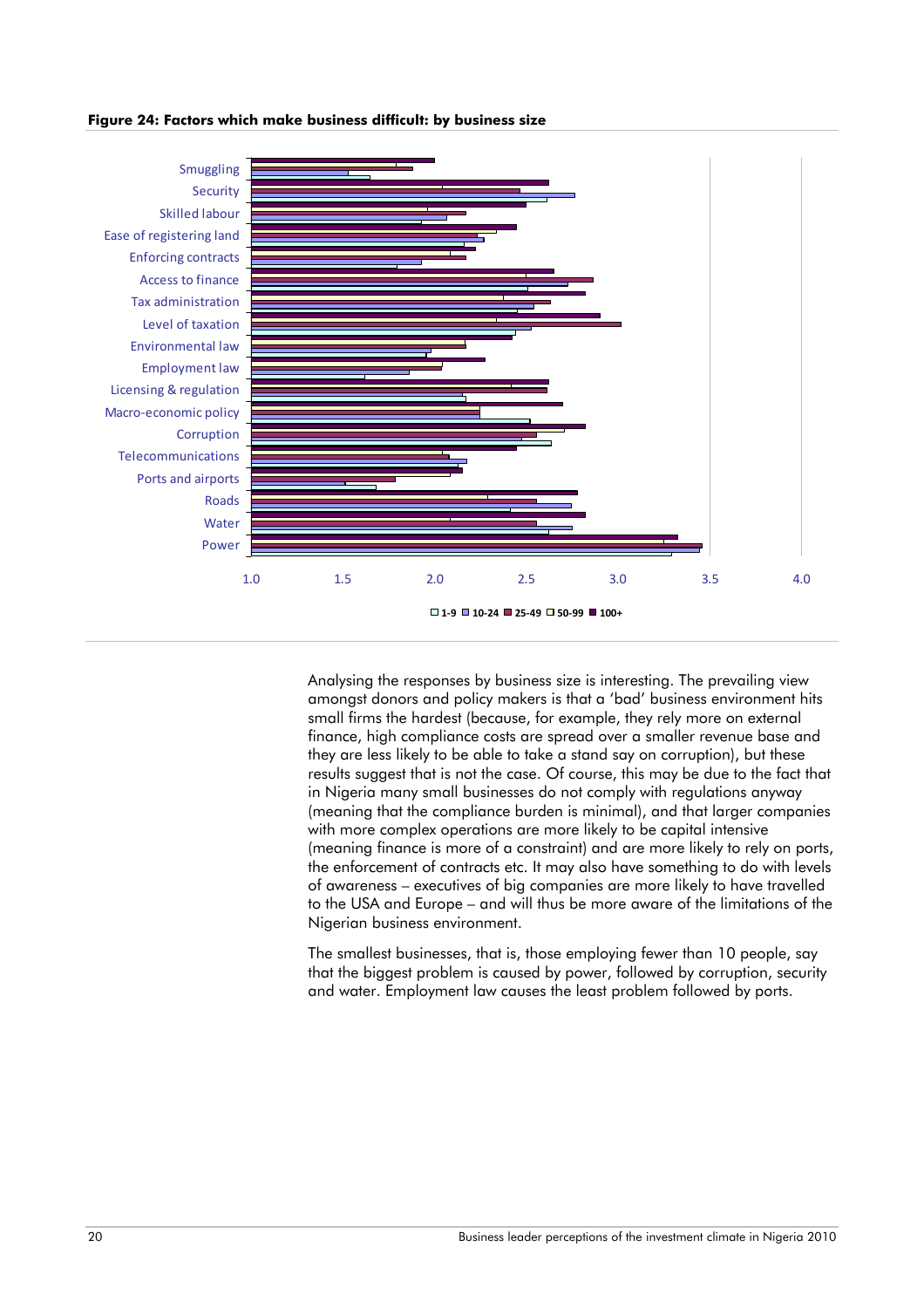**Figure 24: Factors which make business difficult: by business size**

Smuggling
Security
Skilled labour
Ease of registering land
Enforcing contracts
Access to finance
Tax administration
Level of taxation
Environmental law
Employment law
Licensing & regulation
Macro-economic policy
Corruption
Telecommunications
Ports and airports
Roads
Water
Power

1.0 1.5 2.0 2.5 3.0 3.5 4.0

1-9 10-24 25-49 50-99 100+

Analysing the responses by business size is interesting. The prevailing view amongst donors and policy makers is that a 'bad' business environment hits small firms the hardest (because, for example, they rely more on external finance, high compliance costs are spread over a smaller revenue base and they are less likely to be able to take a stand say on corruption), but these results suggest that is not the case. Of course, this may be due to the fact that in Nigeria many small businesses do not comply with regulations anyway (meaning that the compliance burden is minimal), and that larger companies with more complex operations are more likely to be capital intensive (meaning finance is more of a constraint) and are more likely to rely on ports, the enforcement of contracts etc. It may also have something to do with levels of awareness – executives of big companies are more likely to have travelled to the USA and Europe – and will thus be more aware of the limitations of the Nigerian business environment.

The smallest businesses, that is, those employing fewer than 10 people, say that the biggest problem is caused by power, followed by corruption, security and water. Employment law causes the least problem followed by ports.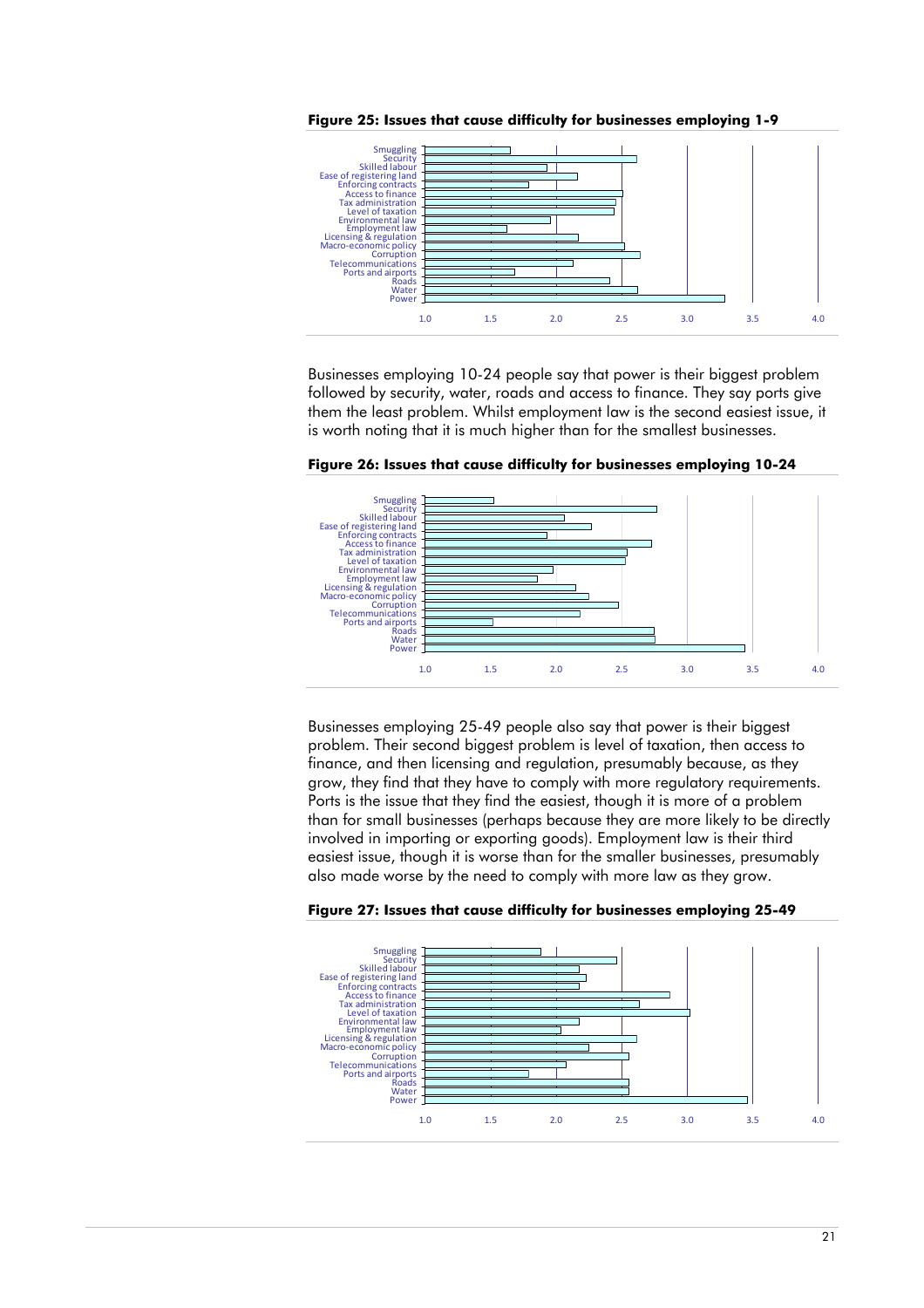**Figure 25: Issues that cause difficulty for businesses employing 1-9**

Smuggling
Security
Skilled labour
Ease of registering land
Enforcing contracts
Access to finance
Tax administration
Level of taxation
Environmental law
Employment law
Licensing & regulation
Macro-economic policy
Corruption
Telecommunications
Ports and airports
Roads
Water
Power

1.0 1.5 2.0 2.5 3.0 3.5 4.0

Businesses employing 10-24 people say that power is their biggest problem followed by security, water, roads and access to finance. They say ports give them the least problem. Whilst employment law is the second easiest issue, it is worth noting that it is much higher than for the smallest businesses.

**Figure 26: Issues that cause difficulty for businesses employing 10-24**

Smuggling
Security
Skilled labour
Ease of registering land
Enforcing contracts
Access to finance
Tax administration
Level of taxation
Environmental law
Employment law
Licensing & regulation
Macro-economic policy
Corruption
Telecommunications
Ports and airports
Roads
Water
Power

1.0 1.5 2.0 2.5 3.0 3.5 4.0

Businesses employing 25-49 people also say that power is their biggest problem. Their second biggest problem is level of taxation, then access to finance, and then licensing and regulation, presumably because, as they grow, they find that they have to comply with more regulatory requirements. Ports is the issue that they find the easiest, though it is more of a problem than for small businesses (perhaps because they are more likely to be directly involved in importing or exporting goods). Employment law is their third easiest issue, though it is worse than for the smaller businesses, presumably also made worse by the need to comply with more law as they grow.

**Figure 27: Issues that cause difficulty for businesses employing 25-49**

Smuggling
Security
Skilled labour
Ease of registering land
Enforcing contracts
Access to finance
Tax administration
Level of taxation
Environmental law
Employment law
Licensing & regulation
Macro-economic policy
Corruption
Telecommunications
Ports and airports
Roads
Water
Power

1.0 1.5 2.0 2.5 3.0 3.5 4.0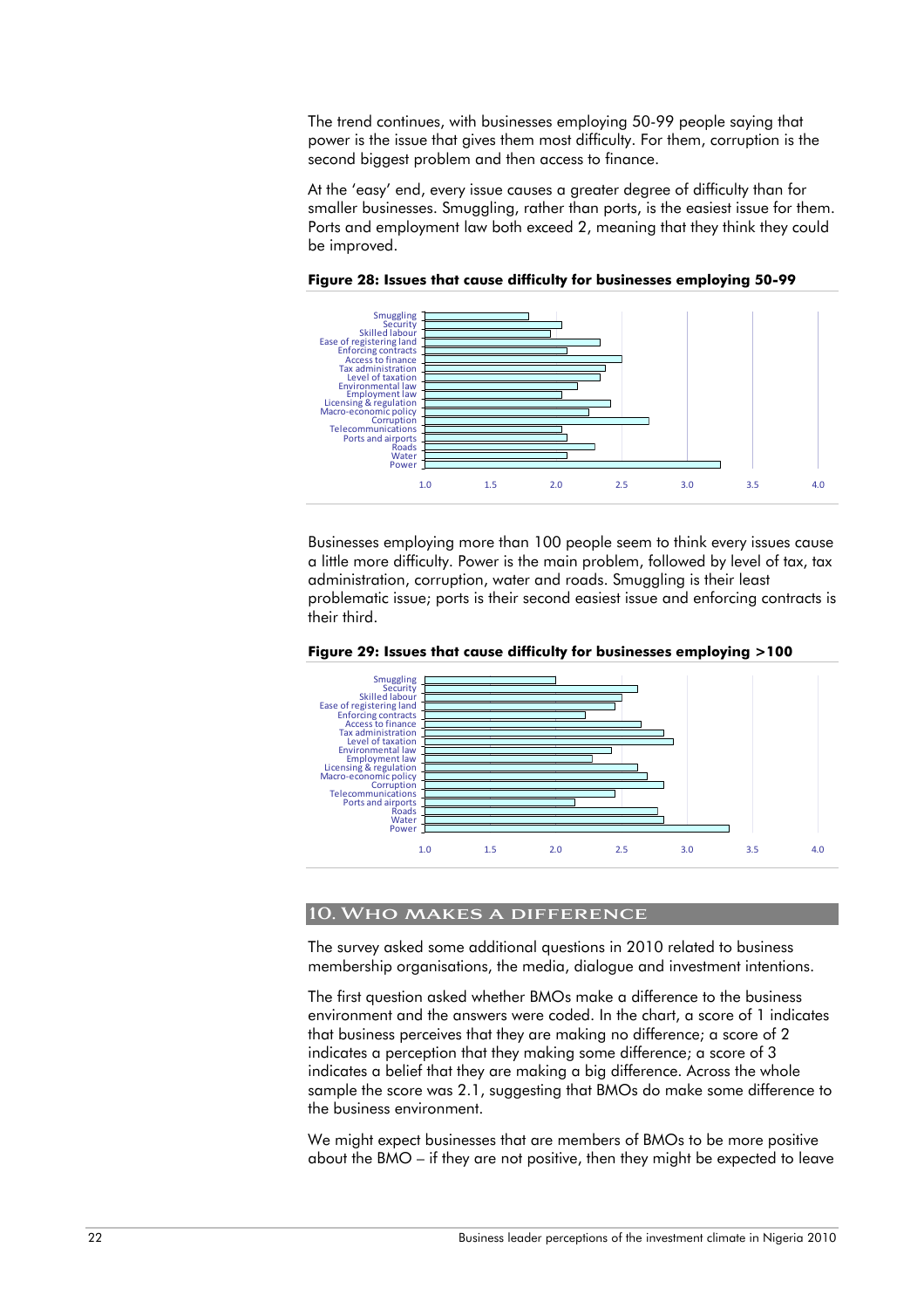The trend continues, with businesses employing 50-99 people saying that power is the issue that gives them most difficulty. For them, corruption is the second biggest problem and then access to finance.

At the 'easy' end, every issue causes a greater degree of difficulty than for smaller businesses. Smuggling, rather than ports, is the easiest issue for them. Ports and employment law both exceed 2, meaning that they think they could be improved.

**Figure 28: Issues that cause difficulty for businesses employing 50-99**

Businesses employing more than 100 people seem to think every issues cause a little more difficulty. Power is the main problem, followed by level of tax, tax administration, corruption, water and roads. Smuggling is their least problematic issue; ports is their second easiest issue and enforcing contracts is their third.

**Figure 29: Issues that cause difficulty for businesses employing >100**

## 10. Who makes a difference

The survey asked some additional questions in 2010 related to business membership organisations, the media, dialogue and investment intentions.

The first question asked whether BMOs make a difference to the business environment and the answers were coded. In the chart, a score of 1 indicates that business perceives that they are making no difference; a score of 2 indicates a perception that they making some difference; a score of 3 indicates a belief that they are making a big difference. Across the whole sample the score was 2.1, suggesting that BMOs do make some difference to the business environment.

We might expect businesses that are members of BMOs to be more positive about the BMO – if they are not positive, then they might be expected to leave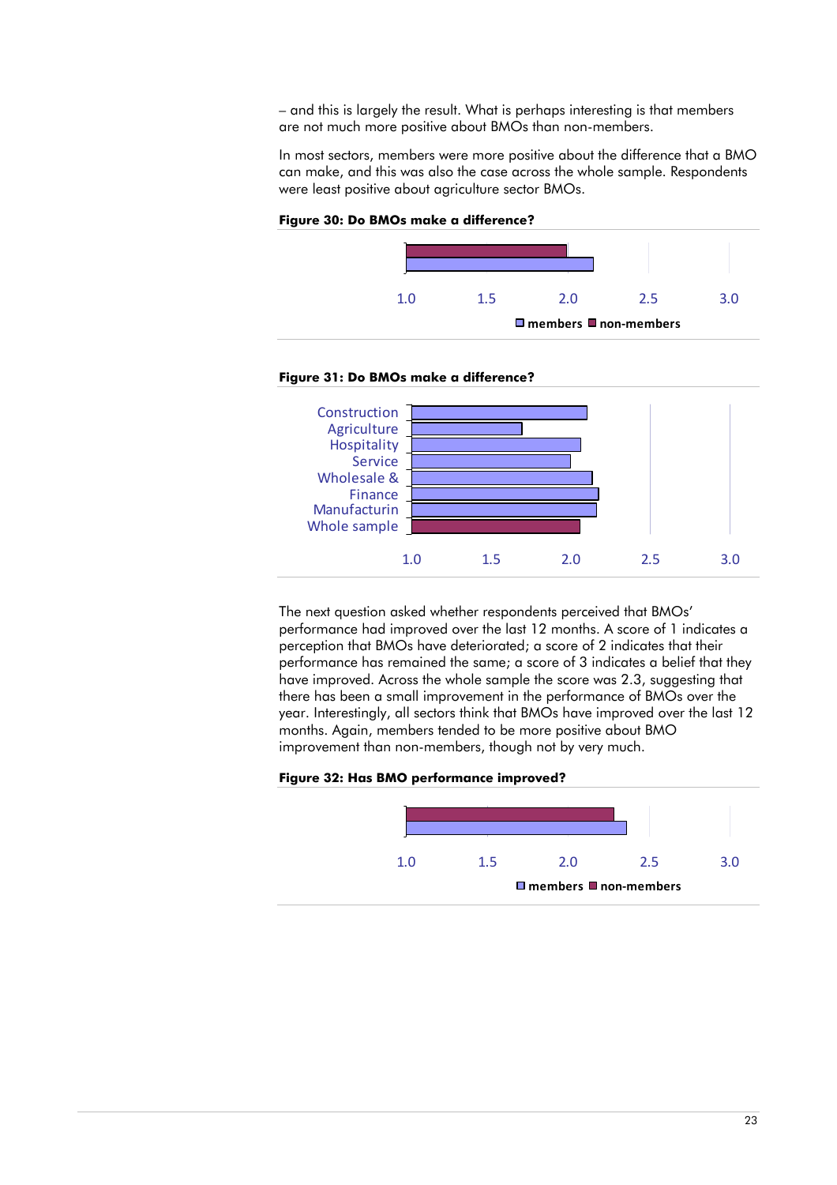– and this is largely the result. What is perhaps interesting is that members are not much more positive about BMOs than non-members.

In most sectors, members were more positive about the difference that a BMO can make, and this was also the case across the whole sample. Respondents were least positive about agriculture sector BMOs.

**Figure 30: Do BMOs make a difference?**

1.0
1.5
2.0
2.5
3.0

members non-members

**Figure 31: Do BMOs make a difference?**

Construction
Agriculture
Hospitality
Service
Wholesale &
Finance
Manufacturin
Whole sample

1.0
1.5
2.0
2.5
3.0

The next question asked whether respondents perceived that BMOs' performance had improved over the last 12 months. A score of 1 indicates a perception that BMOs have deteriorated; a score of 2 indicates that their performance has remained the same; a score of 3 indicates a belief that they have improved. Across the whole sample the score was 2.3, suggesting that there has been a small improvement in the performance of BMOs over the year. Interestingly, all sectors think that BMOs have improved over the last 12 months. Again, members tended to be more positive about BMO improvement than non-members, though not by very much.

**Figure 32: Has BMO performance improved?**

1.0
1.5
2.0
2.5
3.0

members non-members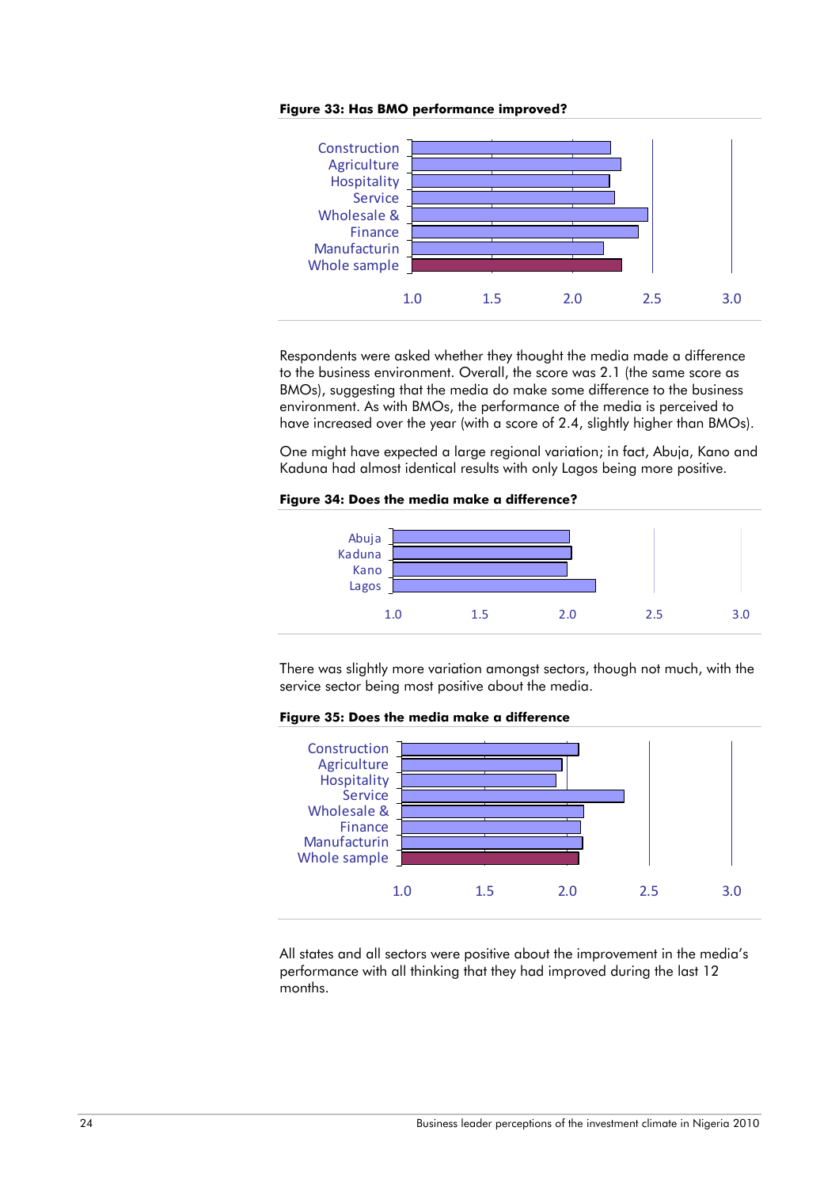**Figure 33: Has BMO performance improved?**

Construction
Agriculture
Hospitality
Service
Wholesale &
Finance
Manufacturin
Whole sample

1.0 1.5 2.0 2.5 3.0

Respondents were asked whether they thought the media made a difference to the business environment. Overall, the score was 2.1 (the same score as BMOs), suggesting that the media do make some difference to the business environment. As with BMOs, the performance of the media is perceived to have increased over the year (with a score of 2.4, slightly higher than BMOs).

One might have expected a large regional variation; in fact, Abuja, Kano and Kaduna had almost identical results with only Lagos being more positive.

**Figure 34: Does the media make a difference?**

Abuja
Kaduna
Kano
Lagos

1.0 1.5 2.0 2.5 3.0

There was slightly more variation amongst sectors, though not much, with the service sector being most positive about the media.

**Figure 35: Does the media make a difference**

Construction
Agriculture
Hospitality
Service
Wholesale &
Finance
Manufacturin
Whole sample

1.0 1.5 2.0 2.5 3.0

All states and all sectors were positive about the improvement in the media's performance with all thinking that they had improved during the last 12 months.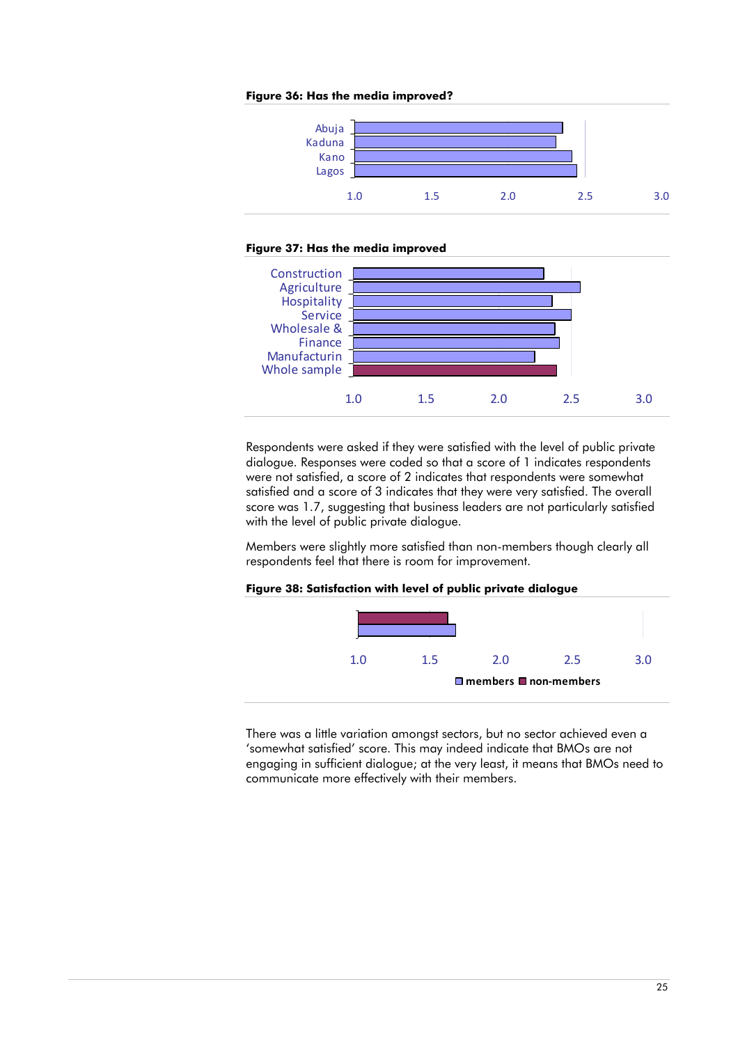**Figure 36: Has the media improved?**

Abuja
Kaduna
Kano
Lagos

1.0 1.5 2.0 2.5 3.0

**Figure 37: Has the media improved**

Construction
Agriculture
Hospitality
Service
Wholesale &
Finance
Manufacturin
Whole sample

1.0 1.5 2.0 2.5 3.0

Respondents were asked if they were satisfied with the level of public private dialogue. Responses were coded so that a score of 1 indicates respondents were not satisfied, a score of 2 indicates that respondents were somewhat satisfied and a score of 3 indicates that they were very satisfied. The overall score was 1.7, suggesting that business leaders are not particularly satisfied with the level of public private dialogue.

Members were slightly more satisfied than non-members though clearly all respondents feel that there is room for improvement.

**Figure 38: Satisfaction with level of public private dialogue**

1.0 1.5 2.0 2.5 3.0

members non-members

There was a little variation amongst sectors, but no sector achieved even a 'somewhat satisfied' score. This may indeed indicate that BMOs are not engaging in sufficient dialogue; at the very least, it means that BMOs need to communicate more effectively with their members.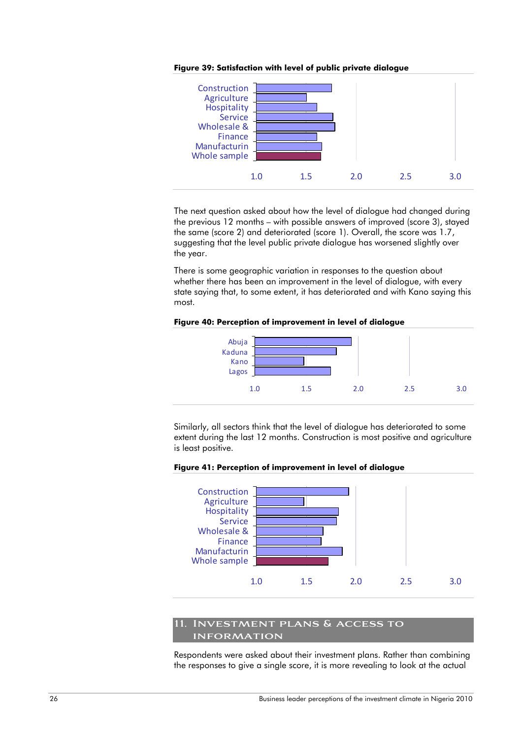**Figure 39: Satisfaction with level of public private dialogue**

Construction
Agriculture
Hospitality
Service
Wholesale &
Finance
Manufacturin
Whole sample

1.0 1.5 2.0 2.5 3.0

The next question asked about how the level of dialogue had changed during the previous 12 months – with possible answers of improved (score 3), stayed the same (score 2) and deteriorated (score 1). Overall, the score was 1.7, suggesting that the level public private dialogue has worsened slightly over the year.

There is some geographic variation in responses to the question about whether there has been an improvement in the level of dialogue, with every state saying that, to some extent, it has deteriorated and with Kano saying this most.

**Figure 40: Perception of improvement in level of dialogue**

Abuja
Kaduna
Kano
Lagos

1.0 1.5 2.0 2.5 3.0

Similarly, all sectors think that the level of dialogue has deteriorated to some extent during the last 12 months. Construction is most positive and agriculture is least positive.

**Figure 41: Perception of improvement in level of dialogue**

Construction
Agriculture
Hospitality
Service
Wholesale &
Finance
Manufacturin
Whole sample

1.0 1.5 2.0 2.5 3.0

## 11. Investment plans & access to information

Respondents were asked about their investment plans. Rather than combining the responses to give a single score, it is more revealing to look at the actual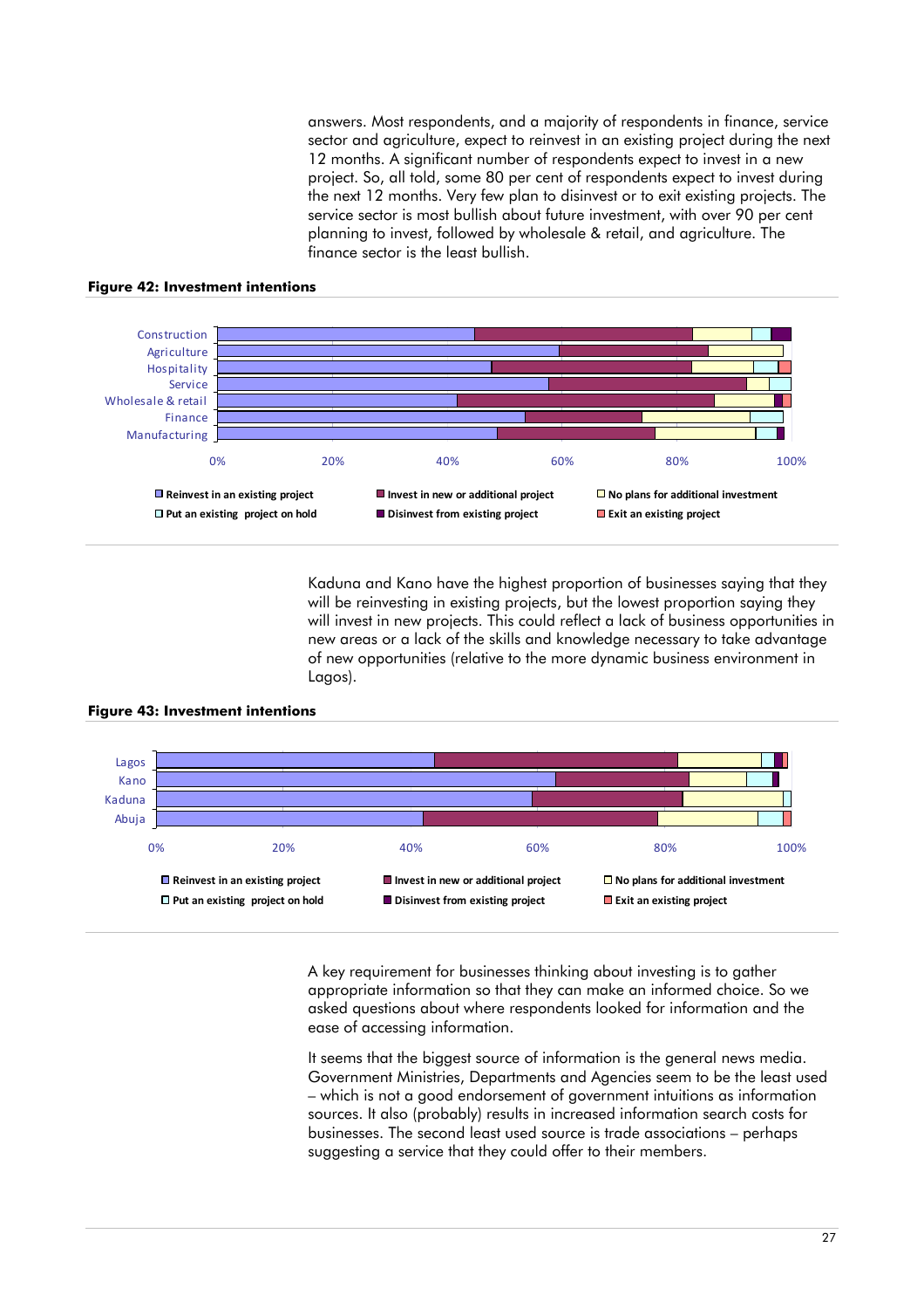answers. Most respondents, and a majority of respondents in finance, service sector and agriculture, expect to reinvest in an existing project during the next 12 months. A significant number of respondents expect to invest in a new project. So, all told, some 80 per cent of respondents expect to invest during the next 12 months. Very few plan to disinvest or to exit existing projects. The service sector is most bullish about future investment, with over 90 per cent planning to invest, followed by wholesale & retail, and agriculture. The finance sector is the least bullish.

**Figure 42: Investment intentions**

Construction
Agriculture
Hospitality
Service
Wholesale & retail
Finance
Manufacturing

0% 20% 40% 60% 80% 100%

Reinvest in an existing project
Invest in new or additional project
No plans for additional investment
Put an existing project on hold
Disinvest from existing project
Exit an existing project

Kaduna and Kano have the highest proportion of businesses saying that they will be reinvesting in existing projects, but the lowest proportion saying they will invest in new projects. This could reflect a lack of business opportunities in new areas or a lack of the skills and knowledge necessary to take advantage of new opportunities (relative to the more dynamic business environment in Lagos).

**Figure 43: Investment intentions**

Lagos
Kano
Kaduna
Abuja

0% 20% 40% 60% 80% 100%

Reinvest in an existing project
Invest in new or additional project
No plans for additional investment
Put an existing project on hold
Disinvest from existing project
Exit an existing project

A key requirement for businesses thinking about investing is to gather appropriate information so that they can make an informed choice. So we asked questions about where respondents looked for information and the ease of accessing information.

It seems that the biggest source of information is the general news media. Government Ministries, Departments and Agencies seem to be the least used – which is not a good endorsement of government intuitions as information sources. It also (probably) results in increased information search costs for businesses. The second least used source is trade associations – perhaps suggesting a service that they could offer to their members.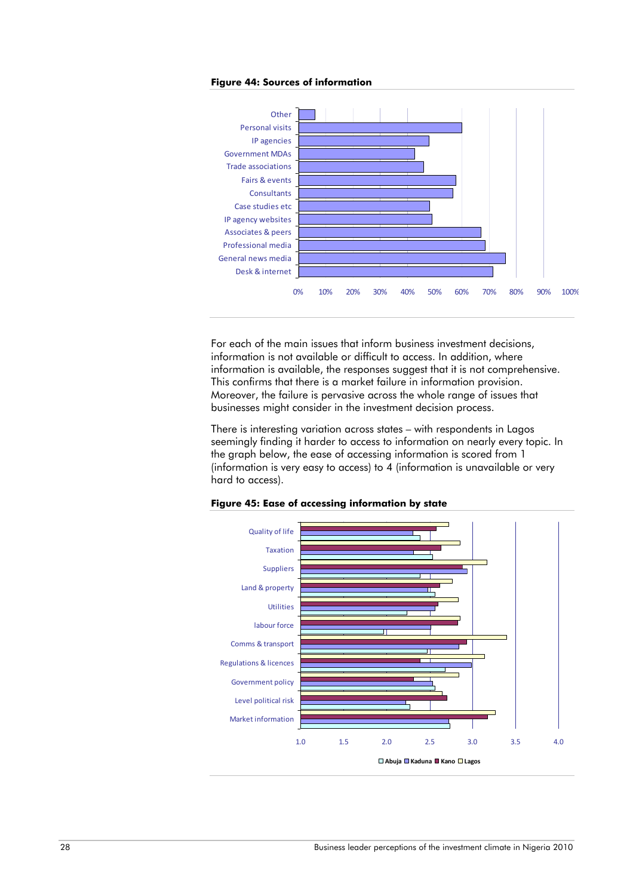**Figure 44: Sources of information**

Other
Personal visits
IP agencies
Government MDAs
Trade associations
Fairs & events
Consultants
Case studies etc
IP agency websites
Associates & peers
Professional media
General news media
Desk & internet

0% 10% 20% 30% 40% 50% 60% 70% 80% 90% 100%

For each of the main issues that inform business investment decisions, information is not available or difficult to access. In addition, where information is available, the responses suggest that it is not comprehensive. This confirms that there is a market failure in information provision. Moreover, the failure is pervasive across the whole range of issues that businesses might consider in the investment decision process.

There is interesting variation across states – with respondents in Lagos seemingly finding it harder to access to information on nearly every topic. In the graph below, the ease of accessing information is scored from 1 (information is very easy to access) to 4 (information is unavailable or very hard to access).

**Figure 45: Ease of accessing information by state**

Quality of life
Taxation
Suppliers
Land & property
Utilities
labour force
Comms & transport
Regulations & licences
Government policy
Level political risk
Market information

1.0 1.5 2.0 2.5 3.0 3.5 4.0

Abuja Kaduna Kano Lagos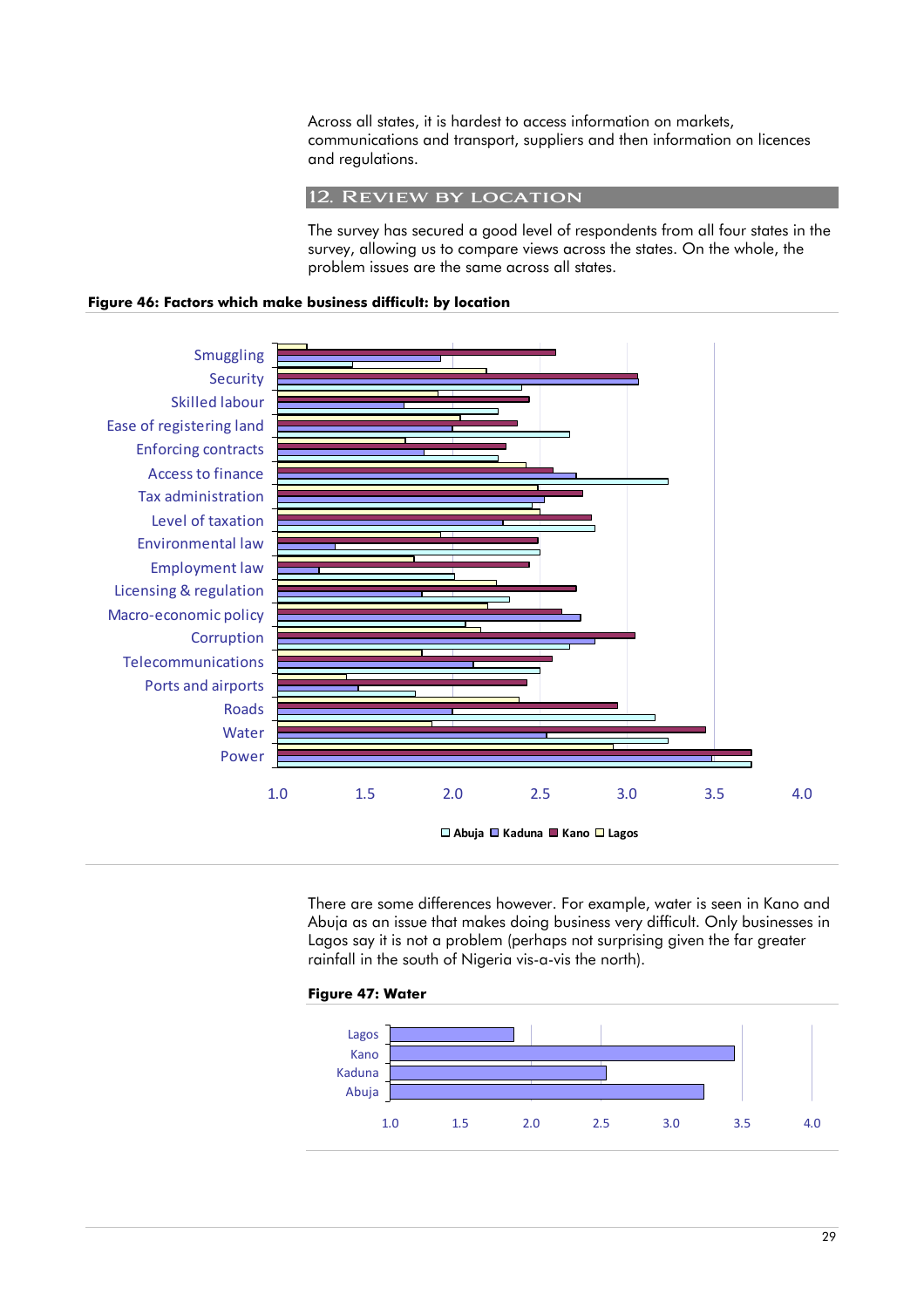Across all states, it is hardest to access information on markets, communications and transport, suppliers and then information on licences and regulations.

## 12. Review by location

The survey has secured a good level of respondents from all four states in the survey, allowing us to compare views across the states. On the whole, the problem issues are the same across all states.

**Figure 46: Factors which make business difficult: by location**

Smuggling
Security
Skilled labour
Ease of registering land
Enforcing contracts
Access to finance
Tax administration
Level of taxation
Environmental law
Employment law
Licensing & regulation
Macro-economic policy
Corruption
Telecommunications
Ports and airports
Roads
Water
Power

1.0 1.5 2.0 2.5 3.0 3.5 4.0

Abuja Kaduna Kano Lagos

There are some differences however. For example, water is seen in Kano and Abuja as an issue that makes doing business very difficult. Only businesses in Lagos say it is not a problem (perhaps not surprising given the far greater rainfall in the south of Nigeria vis-a-vis the north).

**Figure 47: Water**

Lagos
Kano
Kaduna
Abuja

1.0 1.5 2.0 2.5 3.0 3.5 4.0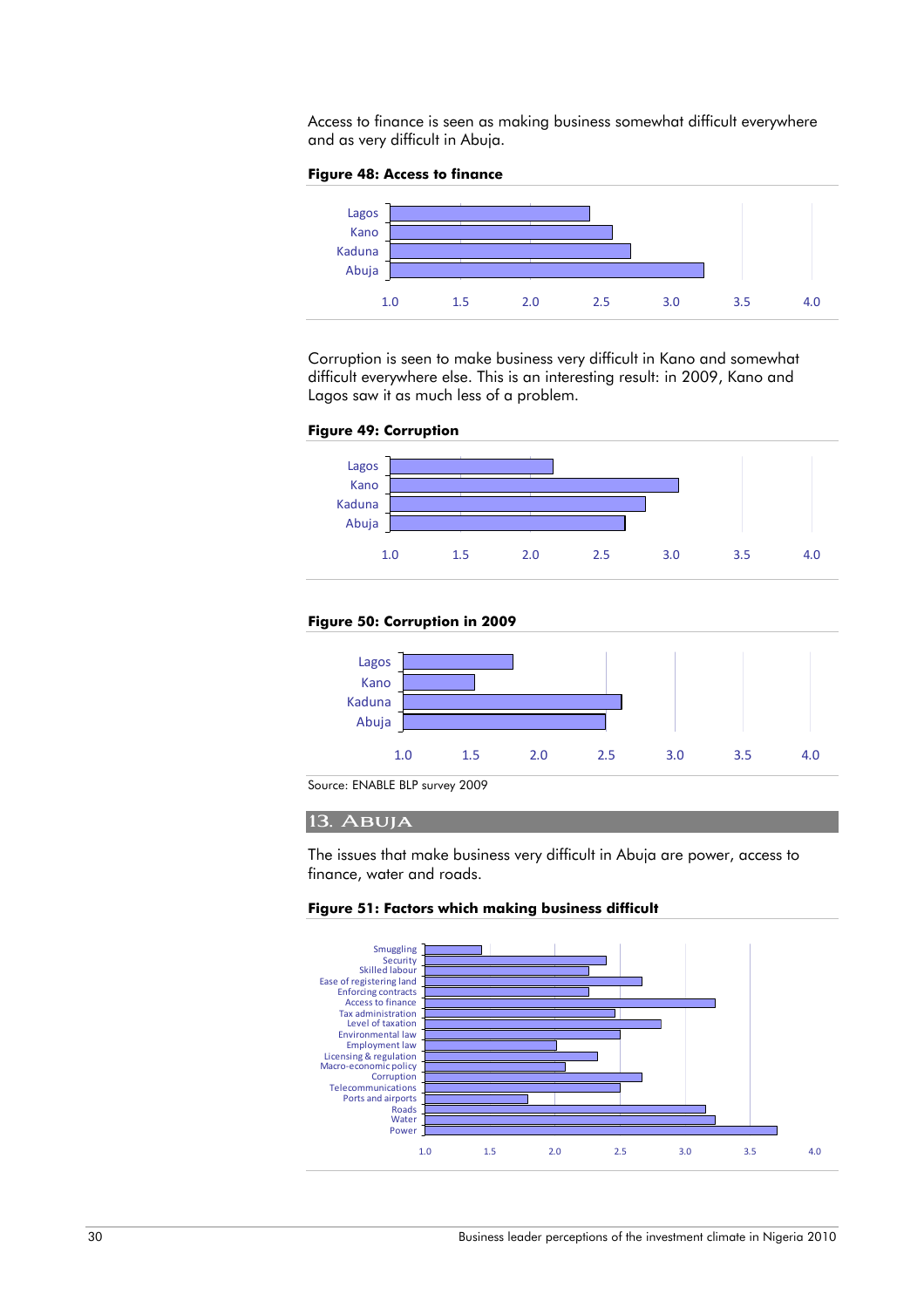Access to finance is seen as making business somewhat difficult everywhere and as very difficult in Abuja.

**Figure 48: Access to finance**

Lagos
Kano
Kaduna
Abuja

1.0 1.5 2.0 2.5 3.0 3.5 4.0

Corruption is seen to make business very difficult in Kano and somewhat difficult everywhere else. This is an interesting result: in 2009, Kano and Lagos saw it as much less of a problem.

**Figure 49: Corruption**

Lagos
Kano
Kaduna
Abuja

1.0 1.5 2.0 2.5 3.0 3.5 4.0

**Figure 50: Corruption in 2009**

Lagos
Kano
Kaduna
Abuja

1.0 1.5 2.0 2.5 3.0 3.5 4.0

Source: ENABLE BLP survey 2009

## 13. Abuja

The issues that make business very difficult in Abuja are power, access to finance, water and roads.

**Figure 51: Factors which making business difficult**

Smuggling
Security
Skilled labour
Ease of registering land
Enforcing contracts
Access to finance
Tax administration
Level of taxation
Environmental law
Employment law
Licensing & regulation
Macro-economic policy
Corruption
Telecommunications
Ports and airports
Roads
Water
Power

1.0 1.5 2.0 2.5 3.0 3.5 4.0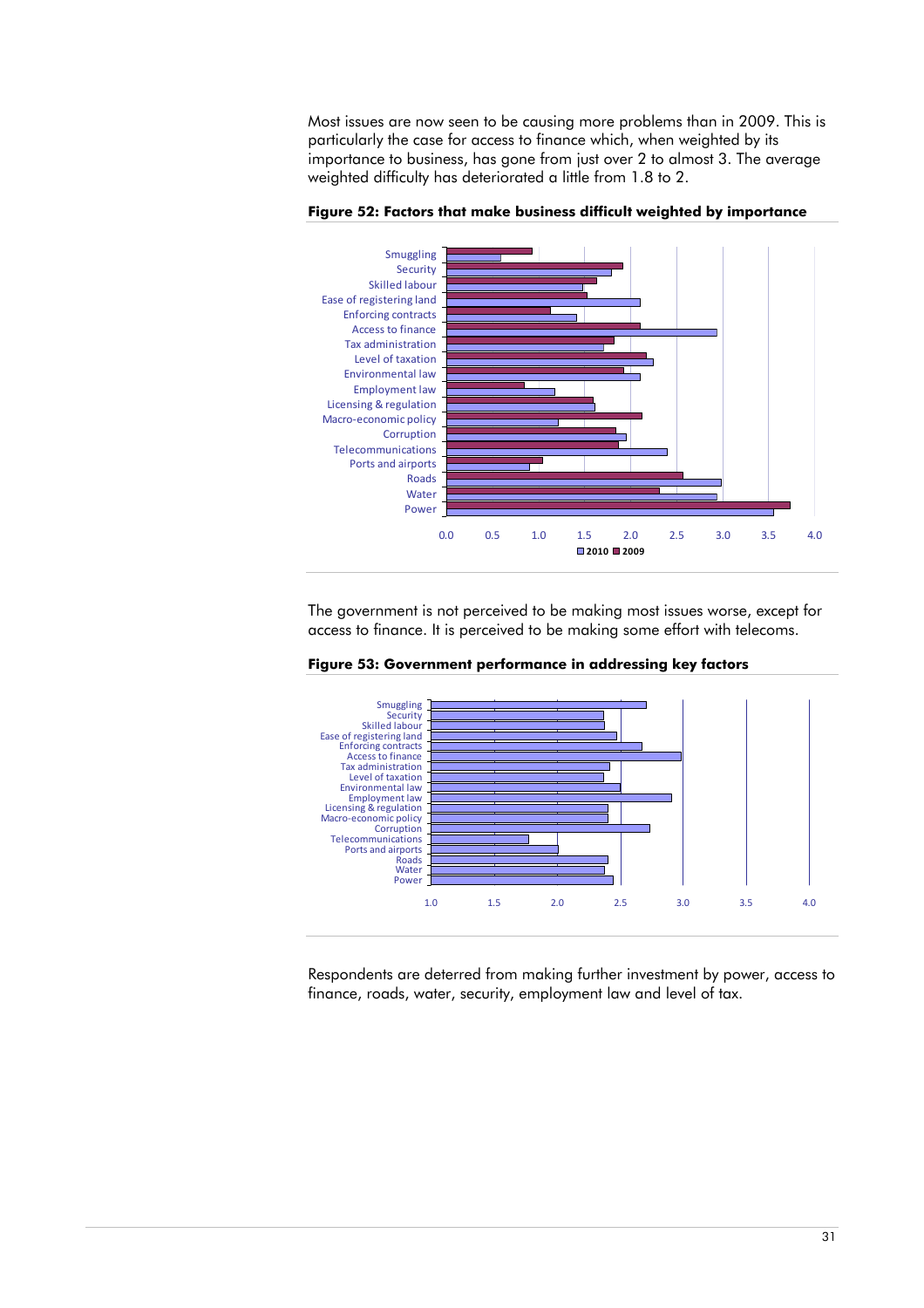Most issues are now seen to be causing more problems than in 2009. This is particularly the case for access to finance which, when weighted by its importance to business, has gone from just over 2 to almost 3. The average weighted difficulty has deteriorated a little from 1.8 to 2.

**Figure 52: Factors that make business difficult weighted by importance**

Smuggling
Security
Skilled labour
Ease of registering land
Enforcing contracts
Access to finance
Tax administration
Level of taxation
Environmental law
Employment law
Licensing & regulation
Macro-economic policy
Corruption
Telecommunications
Ports and airports
Roads
Water
Power

0.0 0.5 1.0 1.5 2.0 2.5 3.0 3.5 4.0

2010 2009

The government is not perceived to be making most issues worse, except for access to finance. It is perceived to be making some effort with telecoms.

**Figure 53: Government performance in addressing key factors**

Smuggling
Security
Skilled labour
Ease of registering land
Enforcing contracts
Access to finance
Tax administration
Level of taxation
Environmental law
Employment law
Licensing & regulation
Macro-economic policy
Corruption
Telecommunications
Ports and airports
Roads
Water
Power

1.0 1.5 2.0 2.5 3.0 3.5 4.0

Respondents are deterred from making further investment by power, access to finance, roads, water, security, employment law and level of tax.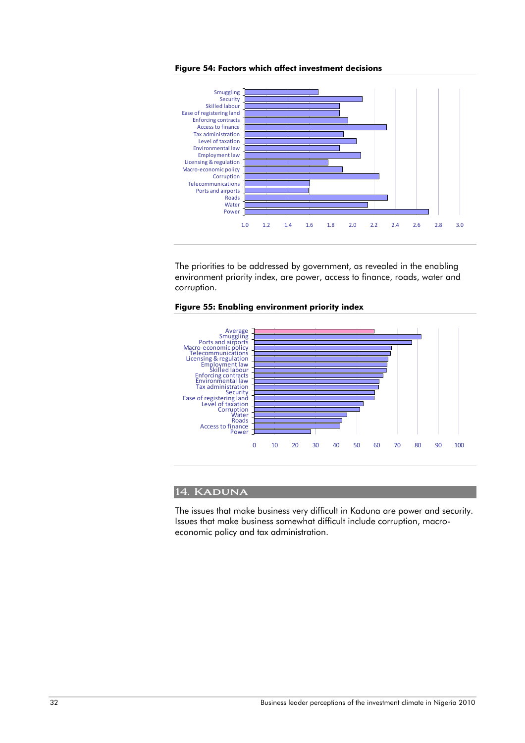**Figure 54: Factors which affect investment decisions**

Smuggling
Security
Skilled labour
Ease of registering land
Enforcing contracts
Access to finance
Tax administration
Level of taxation
Environmental law
Employment law
Licensing & regulation
Macro-economic policy
Corruption
Telecommunications
Ports and airports
Roads
Water
Power

1.0 1.2 1.4 1.6 1.8 2.0 2.2 2.4 2.6 2.8 3.0

The priorities to be addressed by government, as revealed in the enabling environment priority index, are power, access to finance, roads, water and corruption.

**Figure 55: Enabling environment priority index**

Average
Smuggling
Ports and airports
Macro-economic policy
Telecommunications
Licensing & regulation
Employment law
Skilled labour
Enforcing contracts
Environmental law
Tax administration
Security
Ease of registering land
Level of taxation
Corruption
Water
Roads
Access to finance
Power

0 10 20 30 40 50 60 70 80 90 100

## 14. Kaduna

The issues that make business very difficult in Kaduna are power and security. Issues that make business somewhat difficult include corruption, macro-economic policy and tax administration.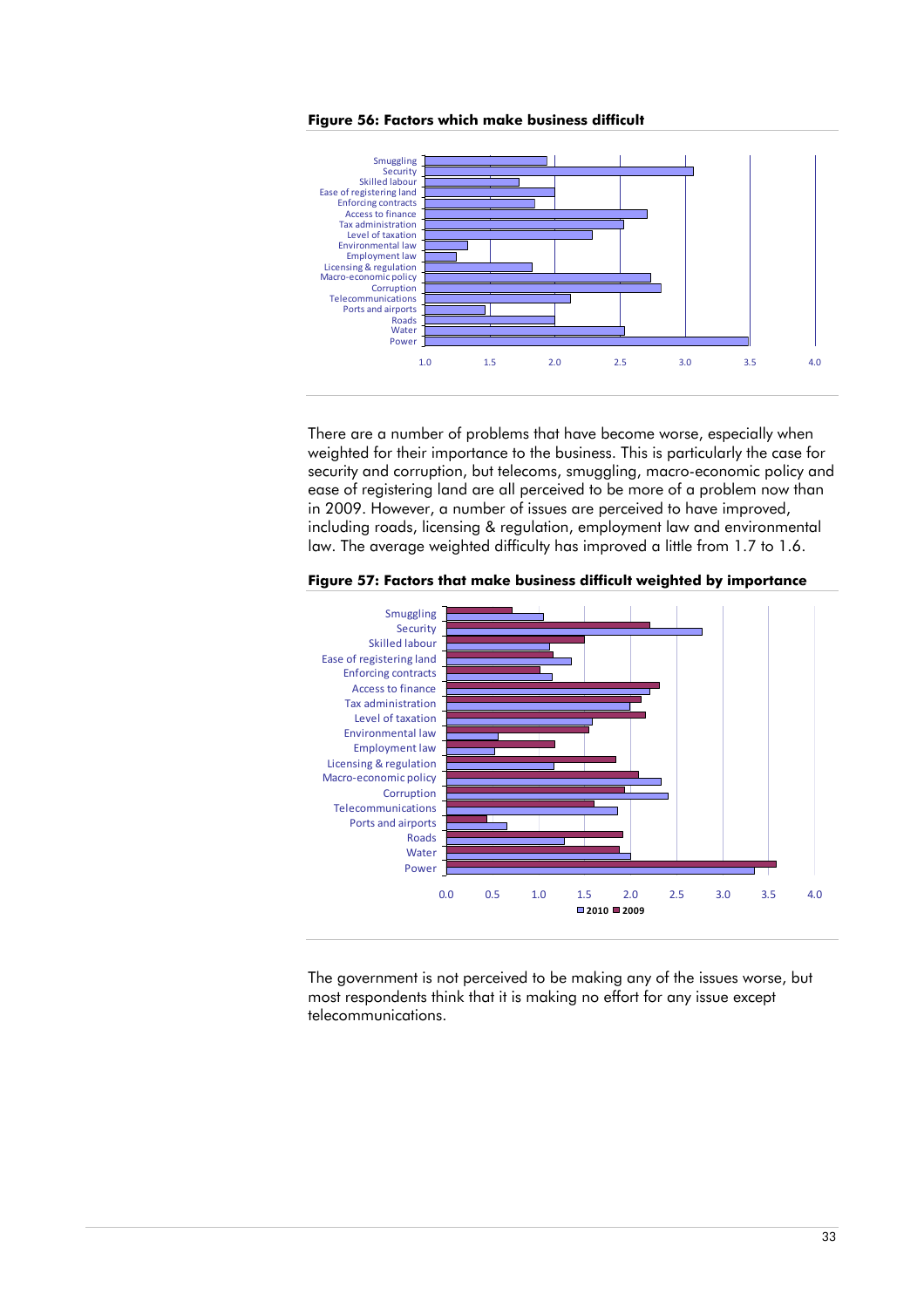**Figure 56: Factors which make business difficult**

Smuggling
Security
Skilled labour
Ease of registering land
Enforcing contracts
Access to finance
Tax administration
Level of taxation
Environmental law
Employment law
Licensing & regulation
Macro-economic policy
Corruption
Telecommunications
Ports and airports
Roads
Water
Power

1.0 1.5 2.0 2.5 3.0 3.5 4.0

There are a number of problems that have become worse, especially when weighted for their importance to the business. This is particularly the case for security and corruption, but telecoms, smuggling, macro-economic policy and ease of registering land are all perceived to be more of a problem now than in 2009. However, a number of issues are perceived to have improved, including roads, licensing & regulation, employment law and environmental law. The average weighted difficulty has improved a little from 1.7 to 1.6.

**Figure 57: Factors that make business difficult weighted by importance**

Smuggling
Security
Skilled labour
Ease of registering land
Enforcing contracts
Access to finance
Tax administration
Level of taxation
Environmental law
Employment law
Licensing & regulation
Macro-economic policy
Corruption
Telecommunications
Ports and airports
Roads
Water
Power

0.0 0.5 1.0 1.5 2.0 2.5 3.0 3.5 4.0

2010 2009

The government is not perceived to be making any of the issues worse, but most respondents think that it is making no effort for any issue except telecommunications.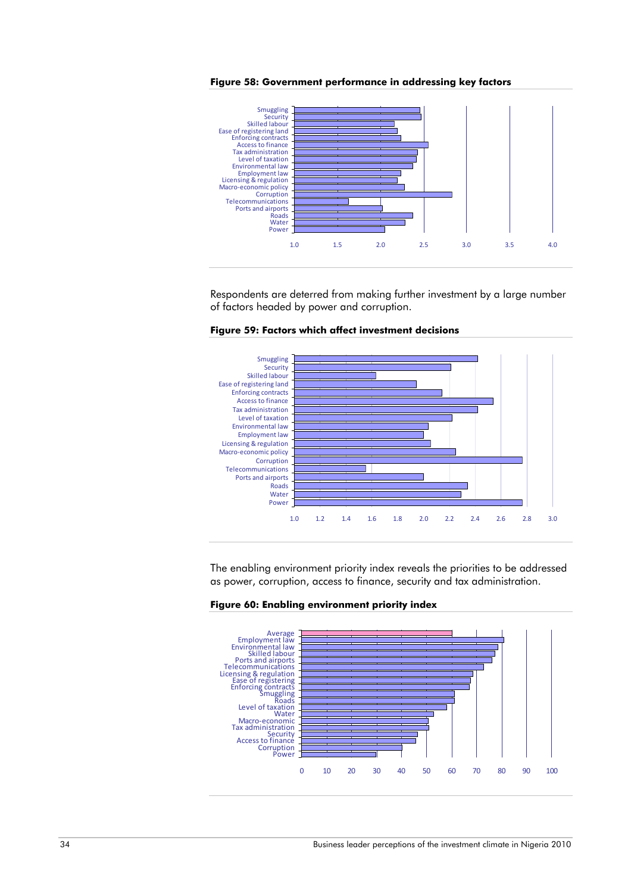**Figure 58: Government performance in addressing key factors**

Smuggling
Security
Skilled labour
Ease of registering land
Enforcing contracts
Access to finance
Tax administration
Level of taxation
Environmental law
Employment law
Licensing & regulation
Macro-economic policy
Corruption
Telecommunications
Ports and airports
Roads
Water
Power

1.0 1.5 2.0 2.5 3.0 3.5 4.0

Respondents are deterred from making further investment by a large number of factors headed by power and corruption.

**Figure 59: Factors which affect investment decisions**

Smuggling
Security
Skilled labour
Ease of registering land
Enforcing contracts
Access to finance
Tax administration
Level of taxation
Environmental law
Employment law
Licensing & regulation
Macro-economic policy
Corruption
Telecommunications
Ports and airports
Roads
Water
Power

1.0 1.2 1.4 1.6 1.8 2.0 2.2 2.4 2.6 2.8 3.0

The enabling environment priority index reveals the priorities to be addressed as power, corruption, access to finance, security and tax administration.

**Figure 60: Enabling environment priority index**

Average
Employment law
Environmental law
Skilled labour
Ports and airports
Telecommunications
Licensing & regulation
Ease of registering
Enforcing contracts
Smuggling
Roads
Level of taxation
Water
Macro-economic
Tax administration
Security
Access to finance
Corruption
Power

0 10 20 30 40 50 60 70 80 90 100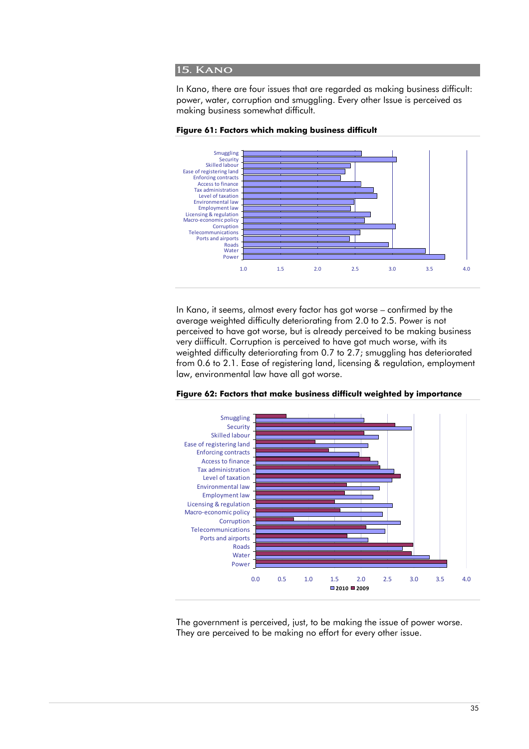## 15. Kano

In Kano, there are four issues that are regarded as making business difficult: power, water, corruption and smuggling. Every other Issue is perceived as making business somewhat difficult.

**Figure 61: Factors which making business difficult**

Smuggling
Security
Skilled labour
Ease of registering land
Enforcing contracts
Access to finance
Tax administration
Level of taxation
Environmental law
Employment law
Licensing & regulation
Macro-economic policy
Corruption
Telecommunications
Ports and airports
Roads
Water
Power

1.0 1.5 2.0 2.5 3.0 3.5 4.0

In Kano, it seems, almost every factor has got worse – confirmed by the average weighted difficulty deteriorating from 2.0 to 2.5. Power is not perceived to have got worse, but is already perceived to be making business very diifficult. Corruption is perceived to have got much worse, with its weighted difficulty deteriorating from 0.7 to 2.7; smuggling has deteriorated from 0.6 to 2.1. Ease of registering land, licensing & regulation, employment law, environmental law have all got worse.

**Figure 62: Factors that make business difficult weighted by importance**

Smuggling
Security
Skilled labour
Ease of registering land
Enforcing contracts
Access to finance
Tax administration
Level of taxation
Environmental law
Employment law
Licensing & regulation
Macro-economic policy
Corruption
Telecommunications
Ports and airports
Roads
Water
Power

0.0 0.5 1.0 1.5 2.0 2.5 3.0 3.5 4.0

2010 2009

The government is perceived, just, to be making the issue of power worse. They are perceived to be making no effort for every other issue.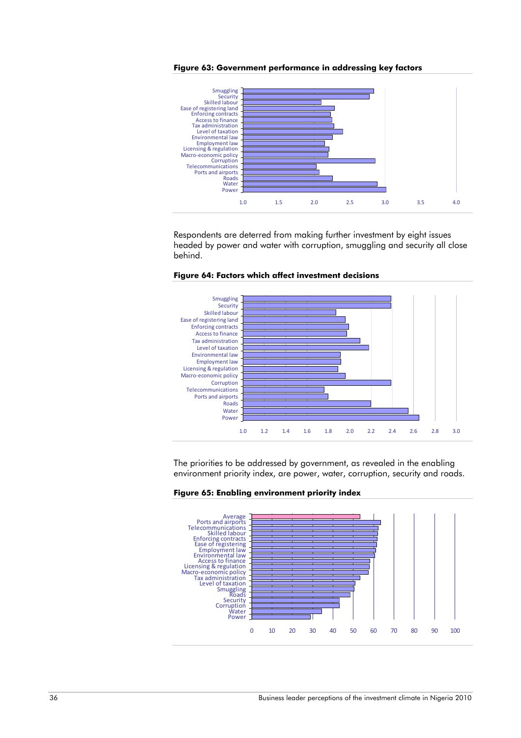**Figure 63: Government performance in addressing key factors**

Smuggling
Security
Skilled labour
Ease of registering land
Enforcing contracts
Access to finance
Tax administration
Level of taxation
Environmental law
Employment law
Licensing & regulation
Macro-economic policy
Corruption
Telecommunications
Ports and airports
Roads
Water
Power

1.0 1.5 2.0 2.5 3.0 3.5 4.0

Respondents are deterred from making further investment by eight issues headed by power and water with corruption, smuggling and security all close behind.

**Figure 64: Factors which affect investment decisions**

Smuggling
Security
Skilled labour
Ease of registering land
Enforcing contracts
Access to finance
Tax administration
Level of taxation
Environmental law
Employment law
Licensing & regulation
Macro-economic policy
Corruption
Telecommunications
Ports and airports
Roads
Water
Power

1.0 1.2 1.4 1.6 1.8 2.0 2.2 2.4 2.6 2.8 3.0

The priorities to be addressed by government, as revealed in the enabling environment priority index, are power, water, corruption, security and roads.

**Figure 65: Enabling environment priority index**

Average
Ports and airports
Telecommunications
Skilled labour
Enforcing contracts
Ease of registering
Employment law
Environmental law
Access to finance
Licensing & regulation
Macro-economic policy
Tax administration
Level of taxation
Smuggling
Roads
Security
Corruption
Water
Power

0 10 20 30 40 50 60 70 80 90 100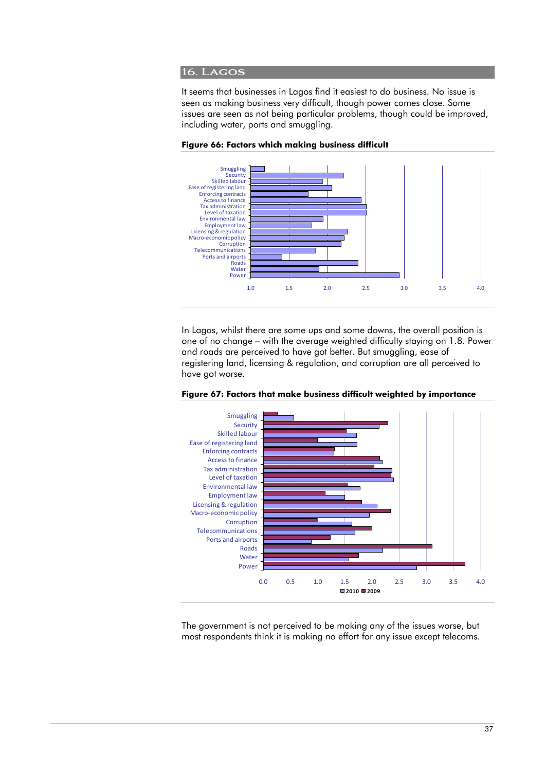## 16. Lagos

It seems that businesses in Lagos find it easiest to do business. No issue is seen as making business very difficult, though power comes close. Some issues are seen as not being particular problems, though could be improved, including water, ports and smuggling.

**Figure 66: Factors which making business difficult**

Smuggling
Security
Skilled labour
Ease of registering land
Enforcing contracts
Access to finance
Tax administration
Level of taxation
Environmental law
Employment law
Licensing & regulation
Macro-economic policy
Corruption
Telecommunications
Ports and airports
Roads
Water
Power

1.0 1.5 2.0 2.5 3.0 3.5 4.0

In Lagos, whilst there are some ups and some downs, the overall position is one of no change – with the average weighted difficulty staying on 1.8. Power and roads are perceived to have got better. But smuggling, ease of registering land, licensing & regulation, and corruption are all perceived to have got worse.

**Figure 67: Factors that make business difficult weighted by importance**

Smuggling
Security
Skilled labour
Ease of registering land
Enforcing contracts
Access to finance
Tax administration
Level of taxation
Environmental law
Employment law
Licensing & regulation
Macro-economic policy
Corruption
Telecommunications
Ports and airports
Roads
Water
Power

0.0 0.5 1.0 1.5 2.0 2.5 3.0 3.5 4.0

2010 2009

The government is not perceived to be making any of the issues worse, but most respondents think it is making no effort for any issue except telecoms.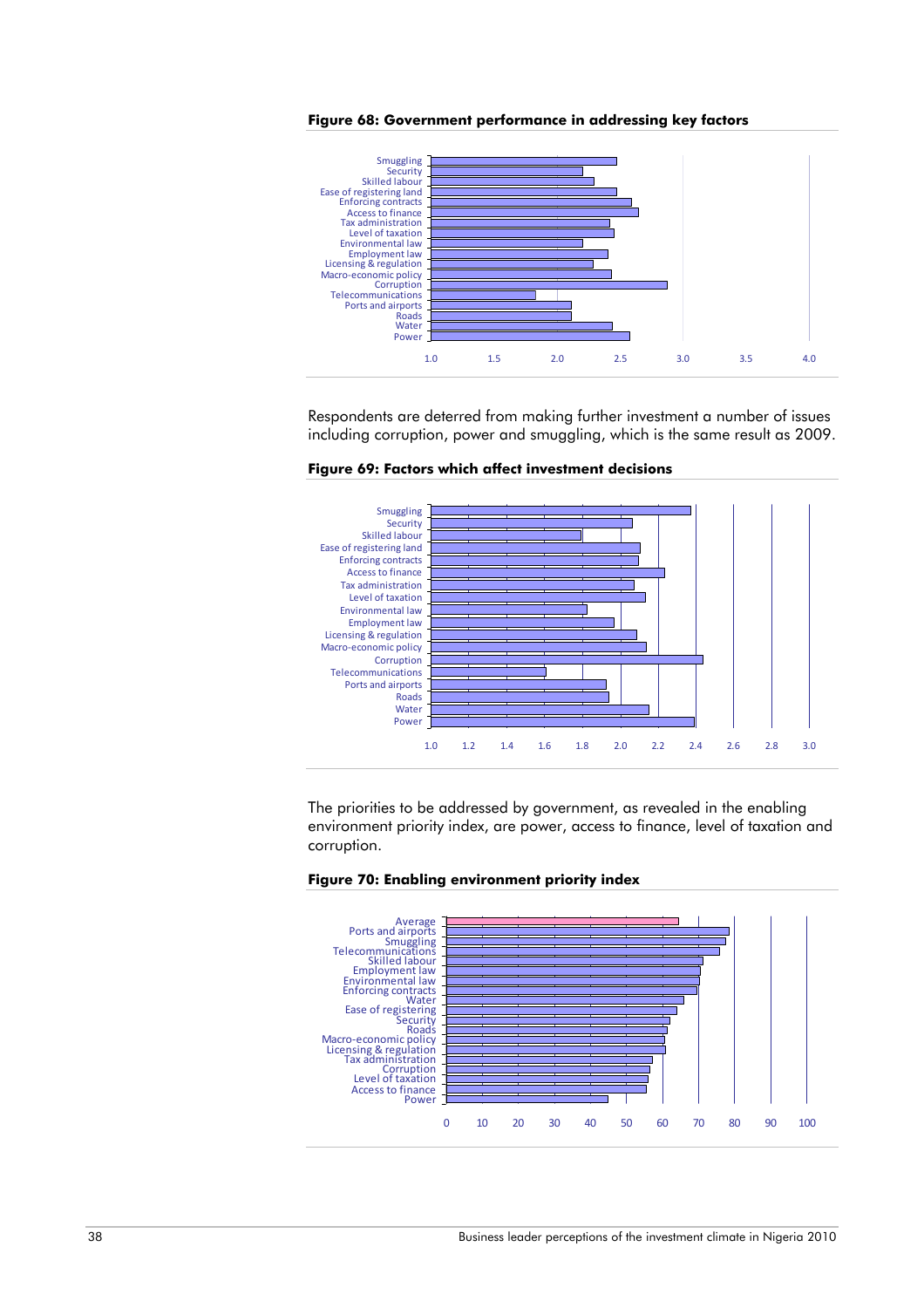**Figure 68: Government performance in addressing key factors**

Smugling
Security
Skilled labour
Ease of registering land
Enforcing contracts
Access to finance
Tax administration
Level of taxation
Environmental law
Employment law
Licensing & regulation
Macro-economic policy
Corruption
Telecommunications
Ports and airports
Roads
Water
Power

1.0 1.5 2.0 2.5 3.0 3.5 4.0

Respondents are deterred from making further investment a number of issues including corruption, power and smuggling, which is the same result as 2009.

**Figure 69: Factors which affect investment decisions**

Smuggling
Security
Skilled labour
Ease of registering land
Enforcing contracts
Access to finance
Tax administration
Level of taxation
Environmental law
Employment law
Licensing & regulation
Macro-economic policy
Corruption
Telecommunications
Ports and airports
Roads
Water
Power

1.0 1.2 1.4 1.6 1.8 2.0 2.2 2.4 2.6 2.8 3.0

The priorities to be addressed by government, as revealed in the enabling environment priority index, are power, access to finance, level of taxation and corruption.

**Figure 70: Enabling environment priority index**

Average
Ports and airports
Smuggling
Telecommunications
Skilled labour
Employment law
Environmental law
Enforcing contracts
Water
Ease of registering
Security
Roads
Macro-economic policy
Licensing & regulation
Tax administration
Corruption
Level of taxation
Access to finance
Power

0 10 20 30 40 50 60 70 80 90 100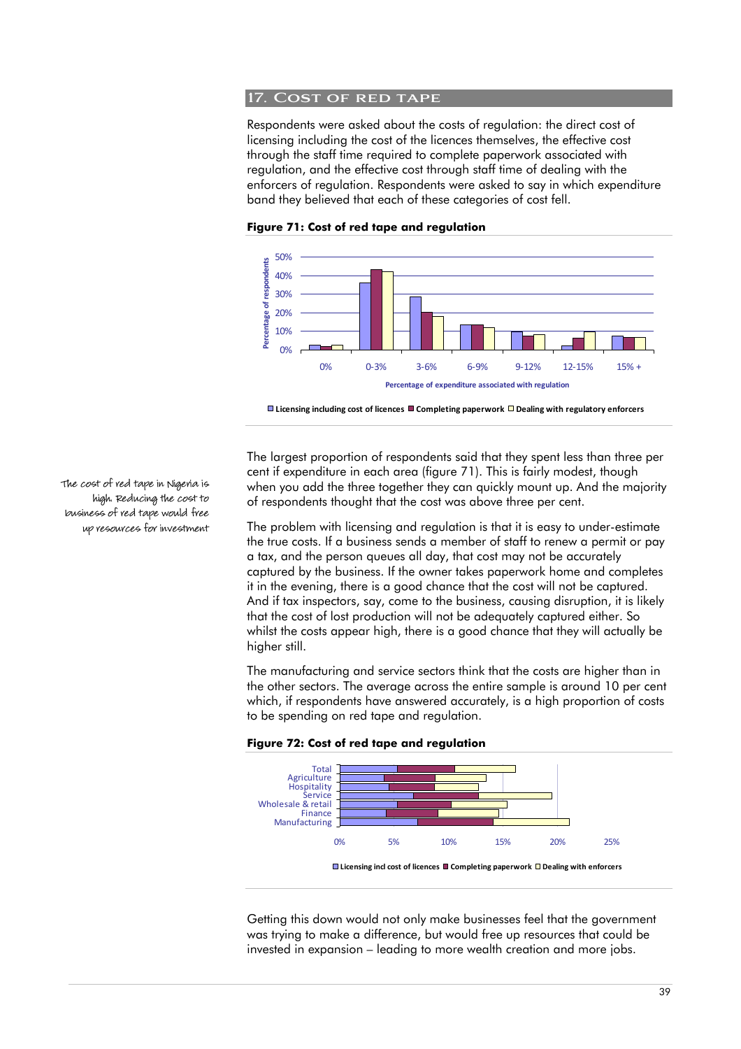## 17. Cost of red tape

Respondents were asked about the costs of regulation: the direct cost of licensing including the cost of the licences themselves, the effective cost through the staff time required to complete paperwork associated with regulation, and the effective cost through staff time of dealing with the enforcers of regulation. Respondents were asked to say in which expenditure band they believed that each of these categories of cost fell.

**Figure 71: Cost of red tape and regulation**

Percentage of respondents
50%
40%
30%
20%
10%
0%
0% 0-3% 3-6% 6-9% 9-12% 12-15% 15% +
Percentage of expenditure associated with regulation
Licensing including cost of licences | Completing paperwork | Dealing with regulatory enforcers

The cost of red tape in Nigeria is high. Reducing the cost to business of red tape would free up resources for investment

The largest proportion of respondents said that they spent less than three per cent if expenditure in each area (figure 71). This is fairly modest, though when you add the three together they can quickly mount up. And the majority of respondents thought that the cost was above three per cent.

The problem with licensing and regulation is that it is easy to under-estimate the true costs. If a business sends a member of staff to renew a permit or pay a tax, and the person queues all day, that cost may not be accurately captured by the business. If the owner takes paperwork home and completes it in the evening, there is a good chance that the cost will not be captured. And if tax inspectors, say, come to the business, causing disruption, it is likely that the cost of lost production will not be adequately captured either. So whilst the costs appear high, there is a good chance that they will actually be higher still.

The manufacturing and service sectors think that the costs are higher than in the other sectors. The average across the entire sample is around 10 per cent which, if respondents have answered accurately, is a high proportion of costs to be spending on red tape and regulation.

**Figure 72: Cost of red tape and regulation**

Total
Agriculture
Hospitality
Service
Wholesale & retail
Finance
Manufacturing
0% 5% 10% 15% 20% 25%
Licensing incl cost of licences | Completing paperwork | Dealing with enforcers

Getting this down would not only make businesses feel that the government was trying to make a difference, but would free up resources that could be invested in expansion – leading to more wealth creation and more jobs.